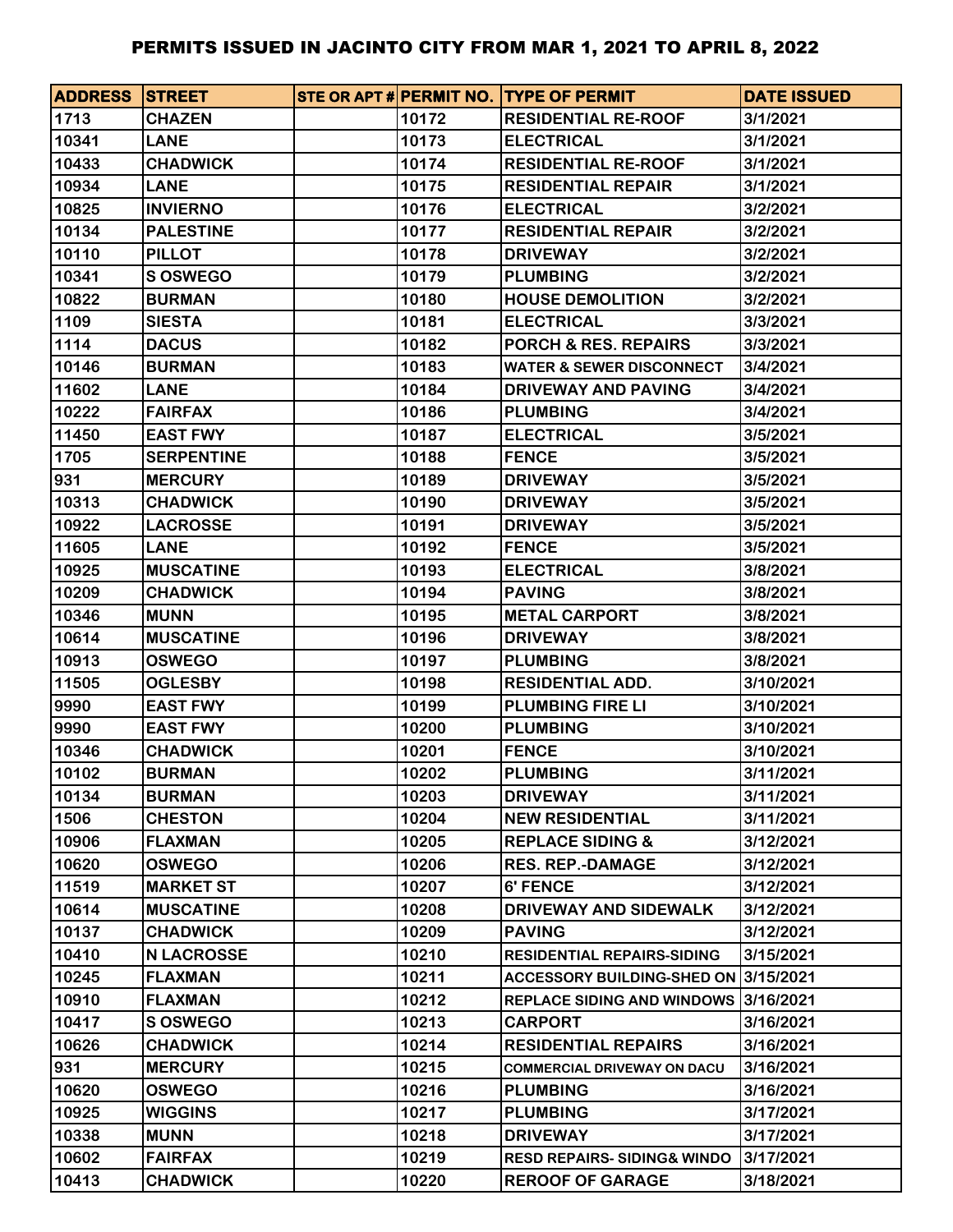# PERMITS ISSUED IN JACINTO CITY FROM MAR 1, 2021 TO APRIL 8, 2022

| ADDRESS | STREET | STE OR APT # | PERMIT NO. | TYPE OF PERMIT | DATE ISSUED |
|---|---|---|---|---|---|
| 1713 | CHAZEN | | 10172 | RESIDENTIAL RE-ROOF | 3/1/2021 |
| 10341 | LANE | | 10173 | ELECTRICAL | 3/1/2021 |
| 10433 | CHADWICK | | 10174 | RESIDENTIAL RE-ROOF | 3/1/2021 |
| 10934 | LANE | | 10175 | RESIDENTIAL REPAIR | 3/1/2021 |
| 10825 | INVIERNO | | 10176 | ELECTRICAL | 3/2/2021 |
| 10134 | PALESTINE | | 10177 | RESIDENTIAL REPAIR | 3/2/2021 |
| 10110 | PILLOT | | 10178 | DRIVEWAY | 3/2/2021 |
| 10341 | S OSWEGO | | 10179 | PLUMBING | 3/2/2021 |
| 10822 | BURMAN | | 10180 | HOUSE DEMOLITION | 3/2/2021 |
| 1109 | SIESTA | | 10181 | ELECTRICAL | 3/3/2021 |
| 1114 | DACUS | | 10182 | PORCH & RES. REPAIRS | 3/3/2021 |
| 10146 | BURMAN | | 10183 | WATER & SEWER DISCONNECT | 3/4/2021 |
| 11602 | LANE | | 10184 | DRIVEWAY AND PAVING | 3/4/2021 |
| 10222 | FAIRFAX | | 10186 | PLUMBING | 3/4/2021 |
| 11450 | EAST FWY | | 10187 | ELECTRICAL | 3/5/2021 |
| 1705 | SERPENTINE | | 10188 | FENCE | 3/5/2021 |
| 931 | MERCURY | | 10189 | DRIVEWAY | 3/5/2021 |
| 10313 | CHADWICK | | 10190 | DRIVEWAY | 3/5/2021 |
| 10922 | LACROSSE | | 10191 | DRIVEWAY | 3/5/2021 |
| 11605 | LANE | | 10192 | FENCE | 3/5/2021 |
| 10925 | MUSCATINE | | 10193 | ELECTRICAL | 3/8/2021 |
| 10209 | CHADWICK | | 10194 | PAVING | 3/8/2021 |
| 10346 | MUNN | | 10195 | METAL CARPORT | 3/8/2021 |
| 10614 | MUSCATINE | | 10196 | DRIVEWAY | 3/8/2021 |
| 10913 | OSWEGO | | 10197 | PLUMBING | 3/8/2021 |
| 11505 | OGLESBY | | 10198 | RESIDENTIAL ADD. | 3/10/2021 |
| 9990 | EAST FWY | | 10199 | PLUMBING FIRE LI | 3/10/2021 |
| 9990 | EAST FWY | | 10200 | PLUMBING | 3/10/2021 |
| 10346 | CHADWICK | | 10201 | FENCE | 3/10/2021 |
| 10102 | BURMAN | | 10202 | PLUMBING | 3/11/2021 |
| 10134 | BURMAN | | 10203 | DRIVEWAY | 3/11/2021 |
| 1506 | CHESTON | | 10204 | NEW RESIDENTIAL | 3/11/2021 |
| 10906 | FLAXMAN | | 10205 | REPLACE SIDING & | 3/12/2021 |
| 10620 | OSWEGO | | 10206 | RES. REP.-DAMAGE | 3/12/2021 |
| 11519 | MARKET ST | | 10207 | 6' FENCE | 3/12/2021 |
| 10614 | MUSCATINE | | 10208 | DRIVEWAY AND SIDEWALK | 3/12/2021 |
| 10137 | CHADWICK | | 10209 | PAVING | 3/12/2021 |
| 10410 | N LACROSSE | | 10210 | RESIDENTIAL REPAIRS-SIDING | 3/15/2021 |
| 10245 | FLAXMAN | | 10211 | ACCESSORY BUILDING-SHED ON | 3/15/2021 |
| 10910 | FLAXMAN | | 10212 | REPLACE SIDING AND WINDOWS | 3/16/2021 |
| 10417 | S OSWEGO | | 10213 | CARPORT | 3/16/2021 |
| 10626 | CHADWICK | | 10214 | RESIDENTIAL REPAIRS | 3/16/2021 |
| 931 | MERCURY | | 10215 | COMMERCIAL DRIVEWAY ON DACU | 3/16/2021 |
| 10620 | OSWEGO | | 10216 | PLUMBING | 3/16/2021 |
| 10925 | WIGGINS | | 10217 | PLUMBING | 3/17/2021 |
| 10338 | MUNN | | 10218 | DRIVEWAY | 3/17/2021 |
| 10602 | FAIRFAX | | 10219 | RESD REPAIRS- SIDING& WINDO | 3/17/2021 |
| 10413 | CHADWICK | | 10220 | REROOF OF GARAGE | 3/18/2021 |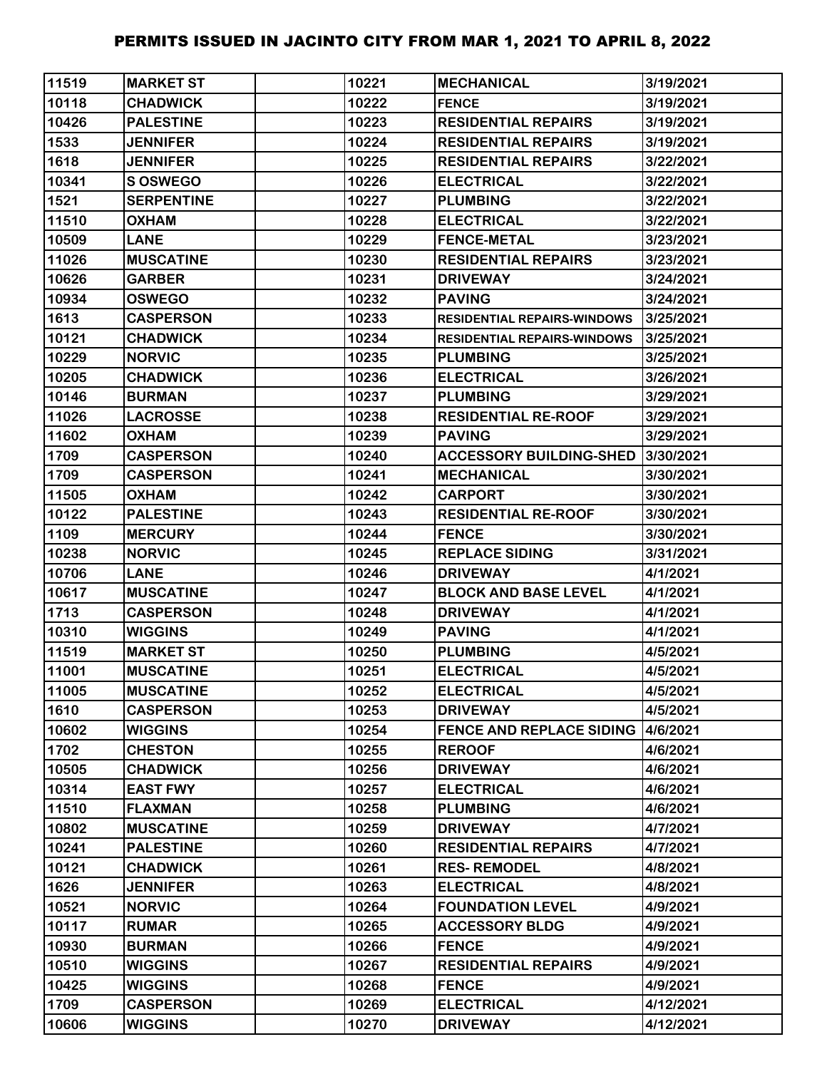| 11519 | MARKET ST | | 10221 | MECHANICAL | 3/19/2021 |
|---|---|---|---|---|---|
| 10118 | CHADWICK | | 10222 | FENCE | 3/19/2021 |
| 10426 | PALESTINE | | 10223 | RESIDENTIAL REPAIRS | 3/19/2021 |
| 1533 | JENNIFER | | 10224 | RESIDENTIAL REPAIRS | 3/19/2021 |
| 1618 | JENNIFER | | 10225 | RESIDENTIAL REPAIRS | 3/22/2021 |
| 10341 | S OSWEGO | | 10226 | ELECTRICAL | 3/22/2021 |
| 1521 | SERPENTINE | | 10227 | PLUMBING | 3/22/2021 |
| 11510 | OXHAM | | 10228 | ELECTRICAL | 3/22/2021 |
| 10509 | LANE | | 10229 | FENCE-METAL | 3/23/2021 |
| 11026 | MUSCATINE | | 10230 | RESIDENTIAL REPAIRS | 3/23/2021 |
| 10626 | GARBER | | 10231 | DRIVEWAY | 3/24/2021 |
| 10934 | OSWEGO | | 10232 | PAVING | 3/24/2021 |
| 1613 | CASPERSON | | 10233 | RESIDENTIAL REPAIRS-WINDOWS | 3/25/2021 |
| 10121 | CHADWICK | | 10234 | RESIDENTIAL REPAIRS-WINDOWS | 3/25/2021 |
| 10229 | NORVIC | | 10235 | PLUMBING | 3/25/2021 |
| 10205 | CHADWICK | | 10236 | ELECTRICAL | 3/26/2021 |
| 10146 | BURMAN | | 10237 | PLUMBING | 3/29/2021 |
| 11026 | LACROSSE | | 10238 | RESIDENTIAL RE-ROOF | 3/29/2021 |
| 11602 | OXHAM | | 10239 | PAVING | 3/29/2021 |
| 1709 | CASPERSON | | 10240 | ACCESSORY BUILDING-SHED | 3/30/2021 |
| 1709 | CASPERSON | | 10241 | MECHANICAL | 3/30/2021 |
| 11505 | OXHAM | | 10242 | CARPORT | 3/30/2021 |
| 10122 | PALESTINE | | 10243 | RESIDENTIAL RE-ROOF | 3/30/2021 |
| 1109 | MERCURY | | 10244 | FENCE | 3/30/2021 |
| 10238 | NORVIC | | 10245 | REPLACE SIDING | 3/31/2021 |
| 10706 | LANE | | 10246 | DRIVEWAY | 4/1/2021 |
| 10617 | MUSCATINE | | 10247 | BLOCK AND BASE LEVEL | 4/1/2021 |
| 1713 | CASPERSON | | 10248 | DRIVEWAY | 4/1/2021 |
| 10310 | WIGGINS | | 10249 | PAVING | 4/1/2021 |
| 11519 | MARKET ST | | 10250 | PLUMBING | 4/5/2021 |
| 11001 | MUSCATINE | | 10251 | ELECTRICAL | 4/5/2021 |
| 11005 | MUSCATINE | | 10252 | ELECTRICAL | 4/5/2021 |
| 1610 | CASPERSON | | 10253 | DRIVEWAY | 4/5/2021 |
| 10602 | WIGGINS | | 10254 | FENCE AND REPLACE SIDING | 4/6/2021 |
| 1702 | CHESTON | | 10255 | REROOF | 4/6/2021 |
| 10505 | CHADWICK | | 10256 | DRIVEWAY | 4/6/2021 |
| 10314 | EAST FWY | | 10257 | ELECTRICAL | 4/6/2021 |
| 11510 | FLAXMAN | | 10258 | PLUMBING | 4/6/2021 |
| 10802 | MUSCATINE | | 10259 | DRIVEWAY | 4/7/2021 |
| 10241 | PALESTINE | | 10260 | RESIDENTIAL REPAIRS | 4/7/2021 |
| 10121 | CHADWICK | | 10261 | RES- REMODEL | 4/8/2021 |
| 1626 | JENNIFER | | 10263 | ELECTRICAL | 4/8/2021 |
| 10521 | NORVIC | | 10264 | FOUNDATION LEVEL | 4/9/2021 |
| 10117 | RUMAR | | 10265 | ACCESSORY BLDG | 4/9/2021 |
| 10930 | BURMAN | | 10266 | FENCE | 4/9/2021 |
| 10510 | WIGGINS | | 10267 | RESIDENTIAL REPAIRS | 4/9/2021 |
| 10425 | WIGGINS | | 10268 | FENCE | 4/9/2021 |
| 1709 | CASPERSON | | 10269 | ELECTRICAL | 4/12/2021 |
| 10606 | WIGGINS | | 10270 | DRIVEWAY | 4/12/2021 |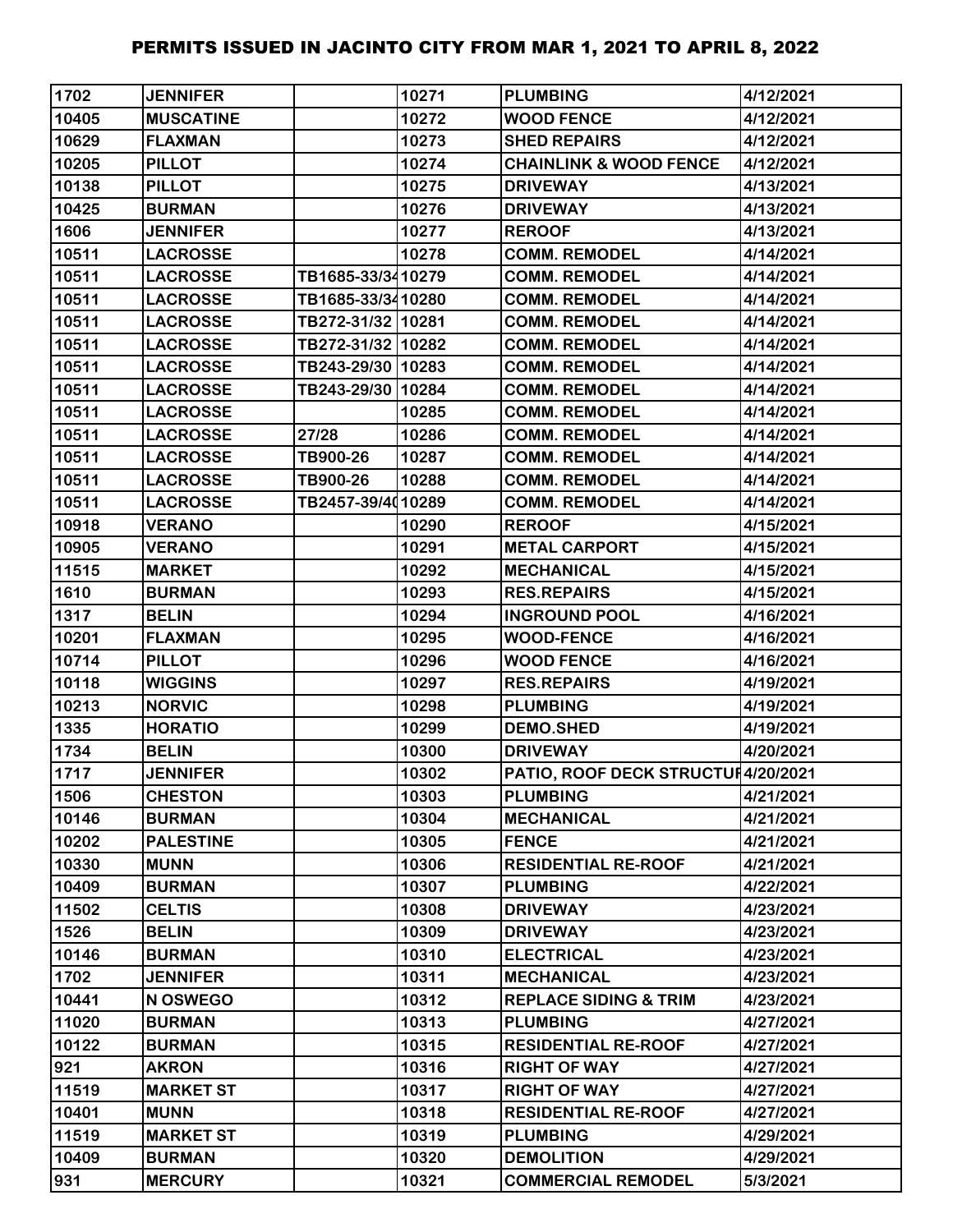# PERMITS ISSUED IN JACINTO CITY FROM MAR 1, 2021 TO APRIL 8, 2022

| | | | | | |
|---|---|---|---|---|---|
| 1702 | JENNIFER | | 10271 | PLUMBING | 4/12/2021 |
| 10405 | MUSCATINE | | 10272 | WOOD FENCE | 4/12/2021 |
| 10629 | FLAXMAN | | 10273 | SHED REPAIRS | 4/12/2021 |
| 10205 | PILLOT | | 10274 | CHAINLINK & WOOD FENCE | 4/12/2021 |
| 10138 | PILLOT | | 10275 | DRIVEWAY | 4/13/2021 |
| 10425 | BURMAN | | 10276 | DRIVEWAY | 4/13/2021 |
| 1606 | JENNIFER | | 10277 | REROOF | 4/13/2021 |
| 10511 | LACROSSE | | 10278 | COMM. REMODEL | 4/14/2021 |
| 10511 | LACROSSE | TB1685-33/34 | 10279 | COMM. REMODEL | 4/14/2021 |
| 10511 | LACROSSE | TB1685-33/34 | 10280 | COMM. REMODEL | 4/14/2021 |
| 10511 | LACROSSE | TB272-31/32 | 10281 | COMM. REMODEL | 4/14/2021 |
| 10511 | LACROSSE | TB272-31/32 | 10282 | COMM. REMODEL | 4/14/2021 |
| 10511 | LACROSSE | TB243-29/30 | 10283 | COMM. REMODEL | 4/14/2021 |
| 10511 | LACROSSE | TB243-29/30 | 10284 | COMM. REMODEL | 4/14/2021 |
| 10511 | LACROSSE | | 10285 | COMM. REMODEL | 4/14/2021 |
| 10511 | LACROSSE | 27/28 | 10286 | COMM. REMODEL | 4/14/2021 |
| 10511 | LACROSSE | TB900-26 | 10287 | COMM. REMODEL | 4/14/2021 |
| 10511 | LACROSSE | TB900-26 | 10288 | COMM. REMODEL | 4/14/2021 |
| 10511 | LACROSSE | TB2457-39/40 | 10289 | COMM. REMODEL | 4/14/2021 |
| 10918 | VERANO | | 10290 | REROOF | 4/15/2021 |
| 10905 | VERANO | | 10291 | METAL CARPORT | 4/15/2021 |
| 11515 | MARKET | | 10292 | MECHANICAL | 4/15/2021 |
| 1610 | BURMAN | | 10293 | RES.REPAIRS | 4/15/2021 |
| 1317 | BELIN | | 10294 | INGROUND POOL | 4/16/2021 |
| 10201 | FLAXMAN | | 10295 | WOOD-FENCE | 4/16/2021 |
| 10714 | PILLOT | | 10296 | WOOD FENCE | 4/16/2021 |
| 10118 | WIGGINS | | 10297 | RES.REPAIRS | 4/19/2021 |
| 10213 | NORVIC | | 10298 | PLUMBING | 4/19/2021 |
| 1335 | HORATIO | | 10299 | DEMO.SHED | 4/19/2021 |
| 1734 | BELIN | | 10300 | DRIVEWAY | 4/20/2021 |
| 1717 | JENNIFER | | 10302 | PATIO, ROOF DECK STRUCTUR | 4/20/2021 |
| 1506 | CHESTON | | 10303 | PLUMBING | 4/21/2021 |
| 10146 | BURMAN | | 10304 | MECHANICAL | 4/21/2021 |
| 10202 | PALESTINE | | 10305 | FENCE | 4/21/2021 |
| 10330 | MUNN | | 10306 | RESIDENTIAL RE-ROOF | 4/21/2021 |
| 10409 | BURMAN | | 10307 | PLUMBING | 4/22/2021 |
| 11502 | CELTIS | | 10308 | DRIVEWAY | 4/23/2021 |
| 1526 | BELIN | | 10309 | DRIVEWAY | 4/23/2021 |
| 10146 | BURMAN | | 10310 | ELECTRICAL | 4/23/2021 |
| 1702 | JENNIFER | | 10311 | MECHANICAL | 4/23/2021 |
| 10441 | N OSWEGO | | 10312 | REPLACE SIDING & TRIM | 4/23/2021 |
| 11020 | BURMAN | | 10313 | PLUMBING | 4/27/2021 |
| 10122 | BURMAN | | 10315 | RESIDENTIAL RE-ROOF | 4/27/2021 |
| 921 | AKRON | | 10316 | RIGHT OF WAY | 4/27/2021 |
| 11519 | MARKET ST | | 10317 | RIGHT OF WAY | 4/27/2021 |
| 10401 | MUNN | | 10318 | RESIDENTIAL RE-ROOF | 4/27/2021 |
| 11519 | MARKET ST | | 10319 | PLUMBING | 4/29/2021 |
| 10409 | BURMAN | | 10320 | DEMOLITION | 4/29/2021 |
| 931 | MERCURY | | 10321 | COMMERCIAL REMODEL | 5/3/2021 |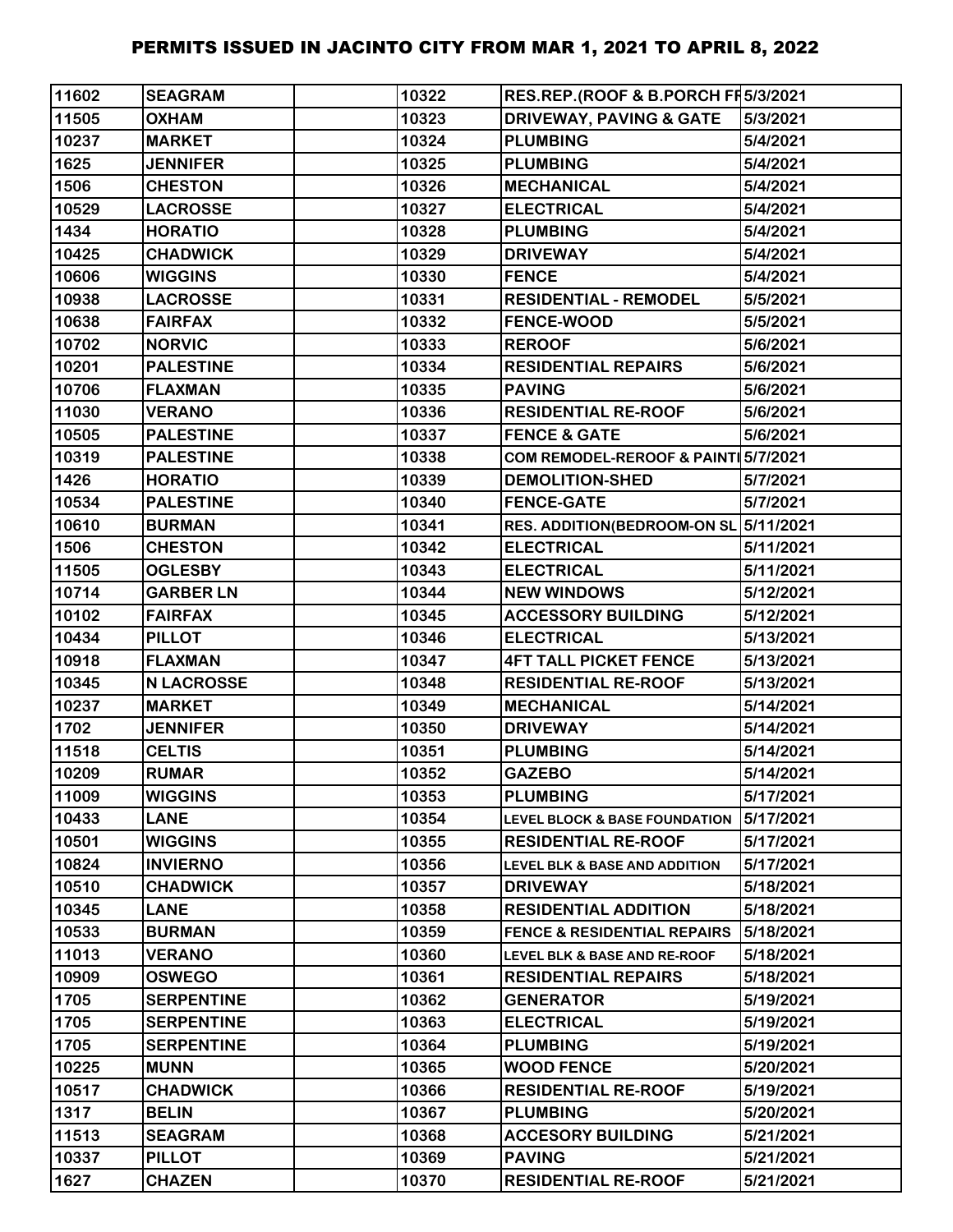# PERMITS ISSUED IN JACINTO CITY FROM MAR 1, 2021 TO APRIL 8, 2022

| | | | | | |
|---|---|---|---|---|---|
| 11602 | SEAGRAM | | 10322 | RES.REP.(ROOF & B.PORCH FF | 5/3/2021 |
| 11505 | OXHAM | | 10323 | DRIVEWAY, PAVING & GATE | 5/3/2021 |
| 10237 | MARKET | | 10324 | PLUMBING | 5/4/2021 |
| 1625 | JENNIFER | | 10325 | PLUMBING | 5/4/2021 |
| 1506 | CHESTON | | 10326 | MECHANICAL | 5/4/2021 |
| 10529 | LACROSSE | | 10327 | ELECTRICAL | 5/4/2021 |
| 1434 | HORATIO | | 10328 | PLUMBING | 5/4/2021 |
| 10425 | CHADWICK | | 10329 | DRIVEWAY | 5/4/2021 |
| 10606 | WIGGINS | | 10330 | FENCE | 5/4/2021 |
| 10938 | LACROSSE | | 10331 | RESIDENTIAL - REMODEL | 5/5/2021 |
| 10638 | FAIRFAX | | 10332 | FENCE-WOOD | 5/5/2021 |
| 10702 | NORVIC | | 10333 | REROOF | 5/6/2021 |
| 10201 | PALESTINE | | 10334 | RESIDENTIAL REPAIRS | 5/6/2021 |
| 10706 | FLAXMAN | | 10335 | PAVING | 5/6/2021 |
| 11030 | VERANO | | 10336 | RESIDENTIAL RE-ROOF | 5/6/2021 |
| 10505 | PALESTINE | | 10337 | FENCE & GATE | 5/6/2021 |
| 10319 | PALESTINE | | 10338 | COM REMODEL-REROOF & PAINTI | 5/7/2021 |
| 1426 | HORATIO | | 10339 | DEMOLITION-SHED | 5/7/2021 |
| 10534 | PALESTINE | | 10340 | FENCE-GATE | 5/7/2021 |
| 10610 | BURMAN | | 10341 | RES. ADDITION(BEDROOM-ON SL | 5/11/2021 |
| 1506 | CHESTON | | 10342 | ELECTRICAL | 5/11/2021 |
| 11505 | OGLESBY | | 10343 | ELECTRICAL | 5/11/2021 |
| 10714 | GARBER LN | | 10344 | NEW WINDOWS | 5/12/2021 |
| 10102 | FAIRFAX | | 10345 | ACCESSORY BUILDING | 5/12/2021 |
| 10434 | PILLOT | | 10346 | ELECTRICAL | 5/13/2021 |
| 10918 | FLAXMAN | | 10347 | 4FT TALL PICKET FENCE | 5/13/2021 |
| 10345 | N LACROSSE | | 10348 | RESIDENTIAL RE-ROOF | 5/13/2021 |
| 10237 | MARKET | | 10349 | MECHANICAL | 5/14/2021 |
| 1702 | JENNIFER | | 10350 | DRIVEWAY | 5/14/2021 |
| 11518 | CELTIS | | 10351 | PLUMBING | 5/14/2021 |
| 10209 | RUMAR | | 10352 | GAZEBO | 5/14/2021 |
| 11009 | WIGGINS | | 10353 | PLUMBING | 5/17/2021 |
| 10433 | LANE | | 10354 | LEVEL BLOCK & BASE FOUNDATION | 5/17/2021 |
| 10501 | WIGGINS | | 10355 | RESIDENTIAL RE-ROOF | 5/17/2021 |
| 10824 | INVIERNO | | 10356 | LEVEL BLK & BASE AND ADDITION | 5/17/2021 |
| 10510 | CHADWICK | | 10357 | DRIVEWAY | 5/18/2021 |
| 10345 | LANE | | 10358 | RESIDENTIAL ADDITION | 5/18/2021 |
| 10533 | BURMAN | | 10359 | FENCE & RESIDENTIAL REPAIRS | 5/18/2021 |
| 11013 | VERANO | | 10360 | LEVEL BLK & BASE AND RE-ROOF | 5/18/2021 |
| 10909 | OSWEGO | | 10361 | RESIDENTIAL REPAIRS | 5/18/2021 |
| 1705 | SERPENTINE | | 10362 | GENERATOR | 5/19/2021 |
| 1705 | SERPENTINE | | 10363 | ELECTRICAL | 5/19/2021 |
| 1705 | SERPENTINE | | 10364 | PLUMBING | 5/19/2021 |
| 10225 | MUNN | | 10365 | WOOD FENCE | 5/20/2021 |
| 10517 | CHADWICK | | 10366 | RESIDENTIAL RE-ROOF | 5/19/2021 |
| 1317 | BELIN | | 10367 | PLUMBING | 5/20/2021 |
| 11513 | SEAGRAM | | 10368 | ACCESORY BUILDING | 5/21/2021 |
| 10337 | PILLOT | | 10369 | PAVING | 5/21/2021 |
| 1627 | CHAZEN | | 10370 | RESIDENTIAL RE-ROOF | 5/21/2021 |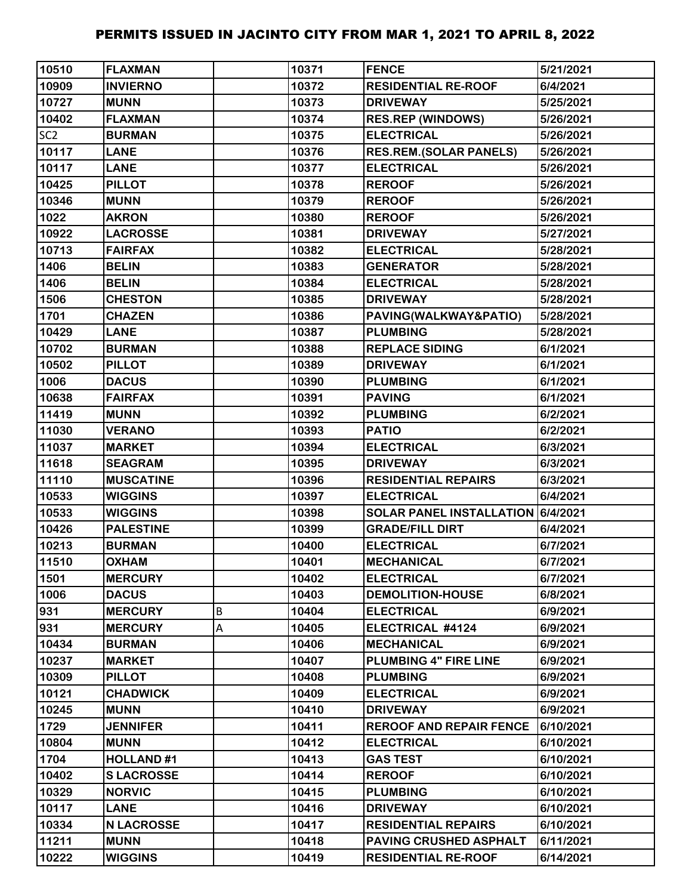# PERMITS ISSUED IN JACINTO CITY FROM MAR 1, 2021 TO APRIL 8, 2022

| | | | | | |
|---|---|---|---|---|---|
| 10510 | FLAXMAN | | 10371 | FENCE | 5/21/2021 |
| 10909 | INVIERNO | | 10372 | RESIDENTIAL RE-ROOF | 6/4/2021 |
| 10727 | MUNN | | 10373 | DRIVEWAY | 5/25/2021 |
| 10402 | FLAXMAN | | 10374 | RES.REP (WINDOWS) | 5/26/2021 |
| SC2 | BURMAN | | 10375 | ELECTRICAL | 5/26/2021 |
| 10117 | LANE | | 10376 | RES.REM.(SOLAR PANELS) | 5/26/2021 |
| 10117 | LANE | | 10377 | ELECTRICAL | 5/26/2021 |
| 10425 | PILLOT | | 10378 | REROOF | 5/26/2021 |
| 10346 | MUNN | | 10379 | REROOF | 5/26/2021 |
| 1022 | AKRON | | 10380 | REROOF | 5/26/2021 |
| 10922 | LACROSSE | | 10381 | DRIVEWAY | 5/27/2021 |
| 10713 | FAIRFAX | | 10382 | ELECTRICAL | 5/28/2021 |
| 1406 | BELIN | | 10383 | GENERATOR | 5/28/2021 |
| 1406 | BELIN | | 10384 | ELECTRICAL | 5/28/2021 |
| 1506 | CHESTON | | 10385 | DRIVEWAY | 5/28/2021 |
| 1701 | CHAZEN | | 10386 | PAVING(WALKWAY&PATIO) | 5/28/2021 |
| 10429 | LANE | | 10387 | PLUMBING | 5/28/2021 |
| 10702 | BURMAN | | 10388 | REPLACE SIDING | 6/1/2021 |
| 10502 | PILLOT | | 10389 | DRIVEWAY | 6/1/2021 |
| 1006 | DACUS | | 10390 | PLUMBING | 6/1/2021 |
| 10638 | FAIRFAX | | 10391 | PAVING | 6/1/2021 |
| 11419 | MUNN | | 10392 | PLUMBING | 6/2/2021 |
| 11030 | VERANO | | 10393 | PATIO | 6/2/2021 |
| 11037 | MARKET | | 10394 | ELECTRICAL | 6/3/2021 |
| 11618 | SEAGRAM | | 10395 | DRIVEWAY | 6/3/2021 |
| 11110 | MUSCATINE | | 10396 | RESIDENTIAL REPAIRS | 6/3/2021 |
| 10533 | WIGGINS | | 10397 | ELECTRICAL | 6/4/2021 |
| 10533 | WIGGINS | | 10398 | SOLAR PANEL INSTALLATION | 6/4/2021 |
| 10426 | PALESTINE | | 10399 | GRADE/FILL DIRT | 6/4/2021 |
| 10213 | BURMAN | | 10400 | ELECTRICAL | 6/7/2021 |
| 11510 | OXHAM | | 10401 | MECHANICAL | 6/7/2021 |
| 1501 | MERCURY | | 10402 | ELECTRICAL | 6/7/2021 |
| 1006 | DACUS | | 10403 | DEMOLITION-HOUSE | 6/8/2021 |
| 931 | MERCURY | B | 10404 | ELECTRICAL | 6/9/2021 |
| 931 | MERCURY | A | 10405 | ELECTRICAL #4124 | 6/9/2021 |
| 10434 | BURMAN | | 10406 | MECHANICAL | 6/9/2021 |
| 10237 | MARKET | | 10407 | PLUMBING 4" FIRE LINE | 6/9/2021 |
| 10309 | PILLOT | | 10408 | PLUMBING | 6/9/2021 |
| 10121 | CHADWICK | | 10409 | ELECTRICAL | 6/9/2021 |
| 10245 | MUNN | | 10410 | DRIVEWAY | 6/9/2021 |
| 1729 | JENNIFER | | 10411 | REROOF AND REPAIR FENCE | 6/10/2021 |
| 10804 | MUNN | | 10412 | ELECTRICAL | 6/10/2021 |
| 1704 | HOLLAND #1 | | 10413 | GAS TEST | 6/10/2021 |
| 10402 | S LACROSSE | | 10414 | REROOF | 6/10/2021 |
| 10329 | NORVIC | | 10415 | PLUMBING | 6/10/2021 |
| 10117 | LANE | | 10416 | DRIVEWAY | 6/10/2021 |
| 10334 | N LACROSSE | | 10417 | RESIDENTIAL REPAIRS | 6/10/2021 |
| 11211 | MUNN | | 10418 | PAVING CRUSHED ASPHALT | 6/11/2021 |
| 10222 | WIGGINS | | 10419 | RESIDENTIAL RE-ROOF | 6/14/2021 |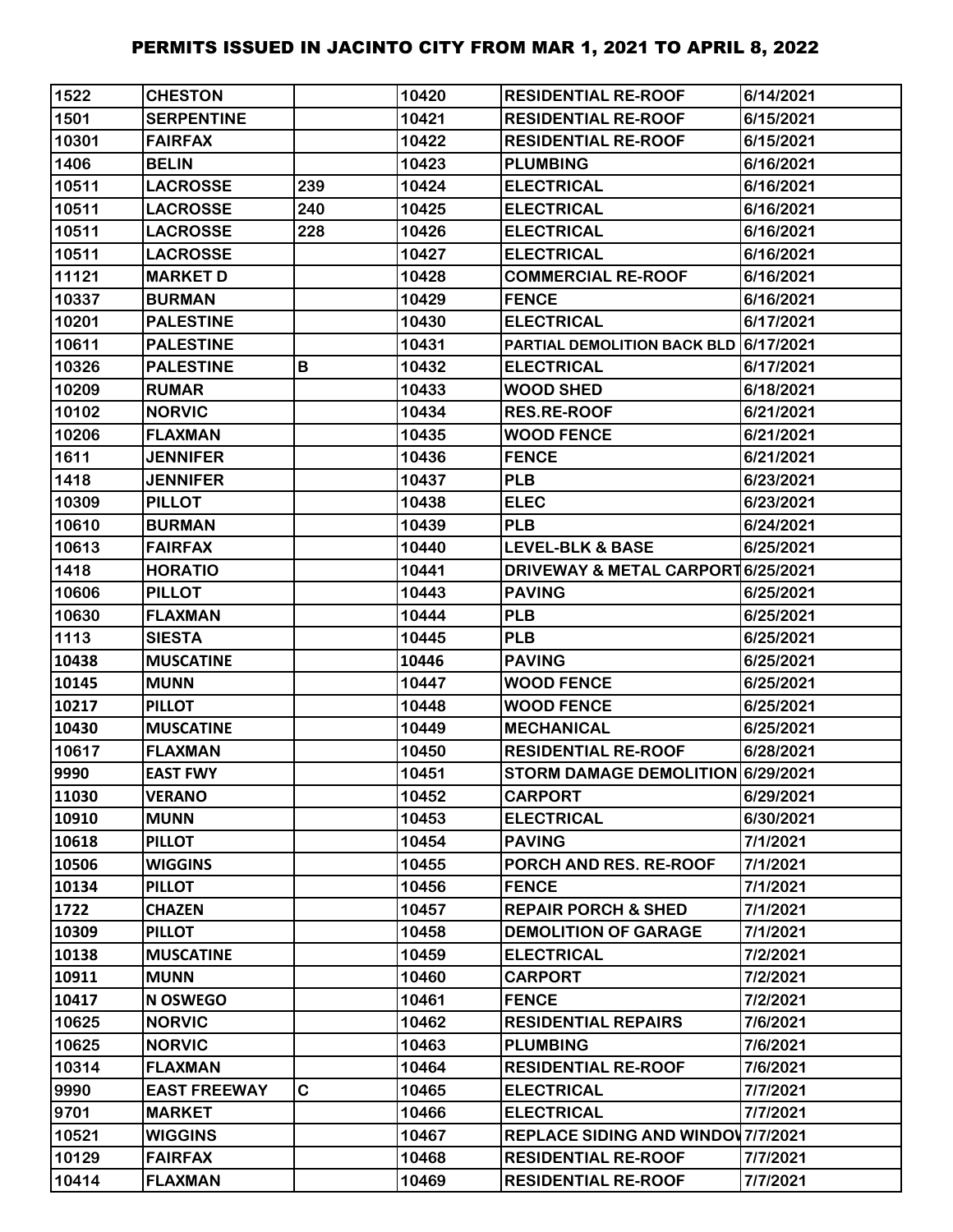# PERMITS ISSUED IN JACINTO CITY FROM MAR 1, 2021 TO APRIL 8, 2022

| | | | | | |
|---|---|---|---|---|---|
| 1522 | CHESTON | | 10420 | RESIDENTIAL RE-ROOF | 6/14/2021 |
| 1501 | SERPENTINE | | 10421 | RESIDENTIAL RE-ROOF | 6/15/2021 |
| 10301 | FAIRFAX | | 10422 | RESIDENTIAL RE-ROOF | 6/15/2021 |
| 1406 | BELIN | | 10423 | PLUMBING | 6/16/2021 |
| 10511 | LACROSSE | 239 | 10424 | ELECTRICAL | 6/16/2021 |
| 10511 | LACROSSE | 240 | 10425 | ELECTRICAL | 6/16/2021 |
| 10511 | LACROSSE | 228 | 10426 | ELECTRICAL | 6/16/2021 |
| 10511 | LACROSSE | | 10427 | ELECTRICAL | 6/16/2021 |
| 11121 | MARKET D | | 10428 | COMMERCIAL RE-ROOF | 6/16/2021 |
| 10337 | BURMAN | | 10429 | FENCE | 6/16/2021 |
| 10201 | PALESTINE | | 10430 | ELECTRICAL | 6/17/2021 |
| 10611 | PALESTINE | | 10431 | PARTIAL DEMOLITION BACK BLD | 6/17/2021 |
| 10326 | PALESTINE | B | 10432 | ELECTRICAL | 6/17/2021 |
| 10209 | RUMAR | | 10433 | WOOD SHED | 6/18/2021 |
| 10102 | NORVIC | | 10434 | RES.RE-ROOF | 6/21/2021 |
| 10206 | FLAXMAN | | 10435 | WOOD FENCE | 6/21/2021 |
| 1611 | JENNIFER | | 10436 | FENCE | 6/21/2021 |
| 1418 | JENNIFER | | 10437 | PLB | 6/23/2021 |
| 10309 | PILLOT | | 10438 | ELEC | 6/23/2021 |
| 10610 | BURMAN | | 10439 | PLB | 6/24/2021 |
| 10613 | FAIRFAX | | 10440 | LEVEL-BLK & BASE | 6/25/2021 |
| 1418 | HORATIO | | 10441 | DRIVEWAY & METAL CARPORT | 6/25/2021 |
| 10606 | PILLOT | | 10443 | PAVING | 6/25/2021 |
| 10630 | FLAXMAN | | 10444 | PLB | 6/25/2021 |
| 1113 | SIESTA | | 10445 | PLB | 6/25/2021 |
| 10438 | MUSCATINE | | 10446 | PAVING | 6/25/2021 |
| 10145 | MUNN | | 10447 | WOOD FENCE | 6/25/2021 |
| 10217 | PILLOT | | 10448 | WOOD FENCE | 6/25/2021 |
| 10430 | MUSCATINE | | 10449 | MECHANICAL | 6/25/2021 |
| 10617 | FLAXMAN | | 10450 | RESIDENTIAL RE-ROOF | 6/28/2021 |
| 9990 | EAST FWY | | 10451 | STORM DAMAGE DEMOLITION | 6/29/2021 |
| 11030 | VERANO | | 10452 | CARPORT | 6/29/2021 |
| 10910 | MUNN | | 10453 | ELECTRICAL | 6/30/2021 |
| 10618 | PILLOT | | 10454 | PAVING | 7/1/2021 |
| 10506 | WIGGINS | | 10455 | PORCH AND RES. RE-ROOF | 7/1/2021 |
| 10134 | PILLOT | | 10456 | FENCE | 7/1/2021 |
| 1722 | CHAZEN | | 10457 | REPAIR PORCH & SHED | 7/1/2021 |
| 10309 | PILLOT | | 10458 | DEMOLITION OF GARAGE | 7/1/2021 |
| 10138 | MUSCATINE | | 10459 | ELECTRICAL | 7/2/2021 |
| 10911 | MUNN | | 10460 | CARPORT | 7/2/2021 |
| 10417 | N OSWEGO | | 10461 | FENCE | 7/2/2021 |
| 10625 | NORVIC | | 10462 | RESIDENTIAL REPAIRS | 7/6/2021 |
| 10625 | NORVIC | | 10463 | PLUMBING | 7/6/2021 |
| 10314 | FLAXMAN | | 10464 | RESIDENTIAL RE-ROOF | 7/6/2021 |
| 9990 | EAST FREEWAY | C | 10465 | ELECTRICAL | 7/7/2021 |
| 9701 | MARKET | | 10466 | ELECTRICAL | 7/7/2021 |
| 10521 | WIGGINS | | 10467 | REPLACE SIDING AND WINDOW | 7/7/2021 |
| 10129 | FAIRFAX | | 10468 | RESIDENTIAL RE-ROOF | 7/7/2021 |
| 10414 | FLAXMAN | | 10469 | RESIDENTIAL RE-ROOF | 7/7/2021 |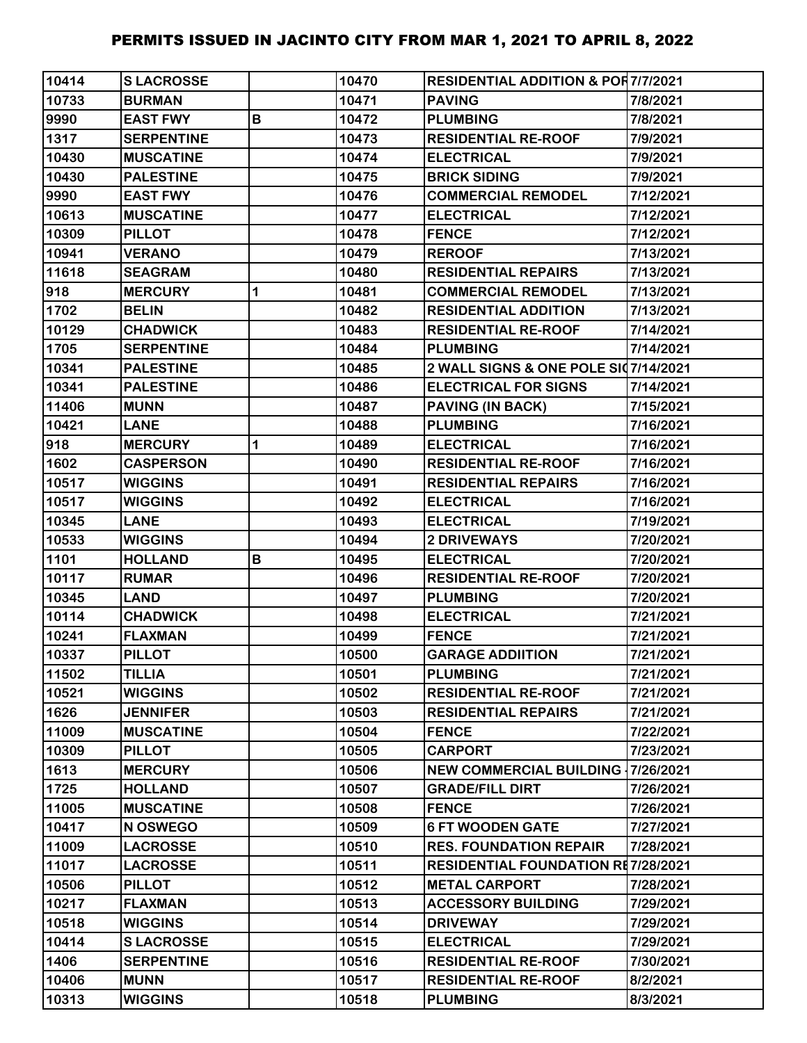# PERMITS ISSUED IN JACINTO CITY FROM MAR 1, 2021 TO APRIL 8, 2022

| | | | | | |
|---|---|---|---|---|---|
| 10414 | S LACROSSE | | 10470 | RESIDENTIAL ADDITION & POR | 7/7/2021 |
| 10733 | BURMAN | | 10471 | PAVING | 7/8/2021 |
| 9990 | EAST FWY | B | 10472 | PLUMBING | 7/8/2021 |
| 1317 | SERPENTINE | | 10473 | RESIDENTIAL RE-ROOF | 7/9/2021 |
| 10430 | MUSCATINE | | 10474 | ELECTRICAL | 7/9/2021 |
| 10430 | PALESTINE | | 10475 | BRICK SIDING | 7/9/2021 |
| 9990 | EAST FWY | | 10476 | COMMERCIAL REMODEL | 7/12/2021 |
| 10613 | MUSCATINE | | 10477 | ELECTRICAL | 7/12/2021 |
| 10309 | PILLOT | | 10478 | FENCE | 7/12/2021 |
| 10941 | VERANO | | 10479 | REROOF | 7/13/2021 |
| 11618 | SEAGRAM | | 10480 | RESIDENTIAL REPAIRS | 7/13/2021 |
| 918 | MERCURY | 1 | 10481 | COMMERCIAL REMODEL | 7/13/2021 |
| 1702 | BELIN | | 10482 | RESIDENTIAL ADDITION | 7/13/2021 |
| 10129 | CHADWICK | | 10483 | RESIDENTIAL RE-ROOF | 7/14/2021 |
| 1705 | SERPENTINE | | 10484 | PLUMBING | 7/14/2021 |
| 10341 | PALESTINE | | 10485 | 2 WALL SIGNS & ONE POLE SIG | 7/14/2021 |
| 10341 | PALESTINE | | 10486 | ELECTRICAL FOR SIGNS | 7/14/2021 |
| 11406 | MUNN | | 10487 | PAVING (IN BACK) | 7/15/2021 |
| 10421 | LANE | | 10488 | PLUMBING | 7/16/2021 |
| 918 | MERCURY | 1 | 10489 | ELECTRICAL | 7/16/2021 |
| 1602 | CASPERSON | | 10490 | RESIDENTIAL RE-ROOF | 7/16/2021 |
| 10517 | WIGGINS | | 10491 | RESIDENTIAL REPAIRS | 7/16/2021 |
| 10517 | WIGGINS | | 10492 | ELECTRICAL | 7/16/2021 |
| 10345 | LANE | | 10493 | ELECTRICAL | 7/19/2021 |
| 10533 | WIGGINS | | 10494 | 2 DRIVEWAYS | 7/20/2021 |
| 1101 | HOLLAND | B | 10495 | ELECTRICAL | 7/20/2021 |
| 10117 | RUMAR | | 10496 | RESIDENTIAL RE-ROOF | 7/20/2021 |
| 10345 | LAND | | 10497 | PLUMBING | 7/20/2021 |
| 10114 | CHADWICK | | 10498 | ELECTRICAL | 7/21/2021 |
| 10241 | FLAXMAN | | 10499 | FENCE | 7/21/2021 |
| 10337 | PILLOT | | 10500 | GARAGE ADDIITION | 7/21/2021 |
| 11502 | TILLIA | | 10501 | PLUMBING | 7/21/2021 |
| 10521 | WIGGINS | | 10502 | RESIDENTIAL RE-ROOF | 7/21/2021 |
| 1626 | JENNIFER | | 10503 | RESIDENTIAL REPAIRS | 7/21/2021 |
| 11009 | MUSCATINE | | 10504 | FENCE | 7/22/2021 |
| 10309 | PILLOT | | 10505 | CARPORT | 7/23/2021 |
| 1613 | MERCURY | | 10506 | NEW COMMERCIAL BUILDING - | 7/26/2021 |
| 1725 | HOLLAND | | 10507 | GRADE/FILL DIRT | 7/26/2021 |
| 11005 | MUSCATINE | | 10508 | FENCE | 7/26/2021 |
| 10417 | N OSWEGO | | 10509 | 6 FT WOODEN GATE | 7/27/2021 |
| 11009 | LACROSSE | | 10510 | RES. FOUNDATION REPAIR | 7/28/2021 |
| 11017 | LACROSSE | | 10511 | RESIDENTIAL FOUNDATION RE | 7/28/2021 |
| 10506 | PILLOT | | 10512 | METAL CARPORT | 7/28/2021 |
| 10217 | FLAXMAN | | 10513 | ACCESSORY BUILDING | 7/29/2021 |
| 10518 | WIGGINS | | 10514 | DRIVEWAY | 7/29/2021 |
| 10414 | S LACROSSE | | 10515 | ELECTRICAL | 7/29/2021 |
| 1406 | SERPENTINE | | 10516 | RESIDENTIAL RE-ROOF | 7/30/2021 |
| 10406 | MUNN | | 10517 | RESIDENTIAL RE-ROOF | 8/2/2021 |
| 10313 | WIGGINS | | 10518 | PLUMBING | 8/3/2021 |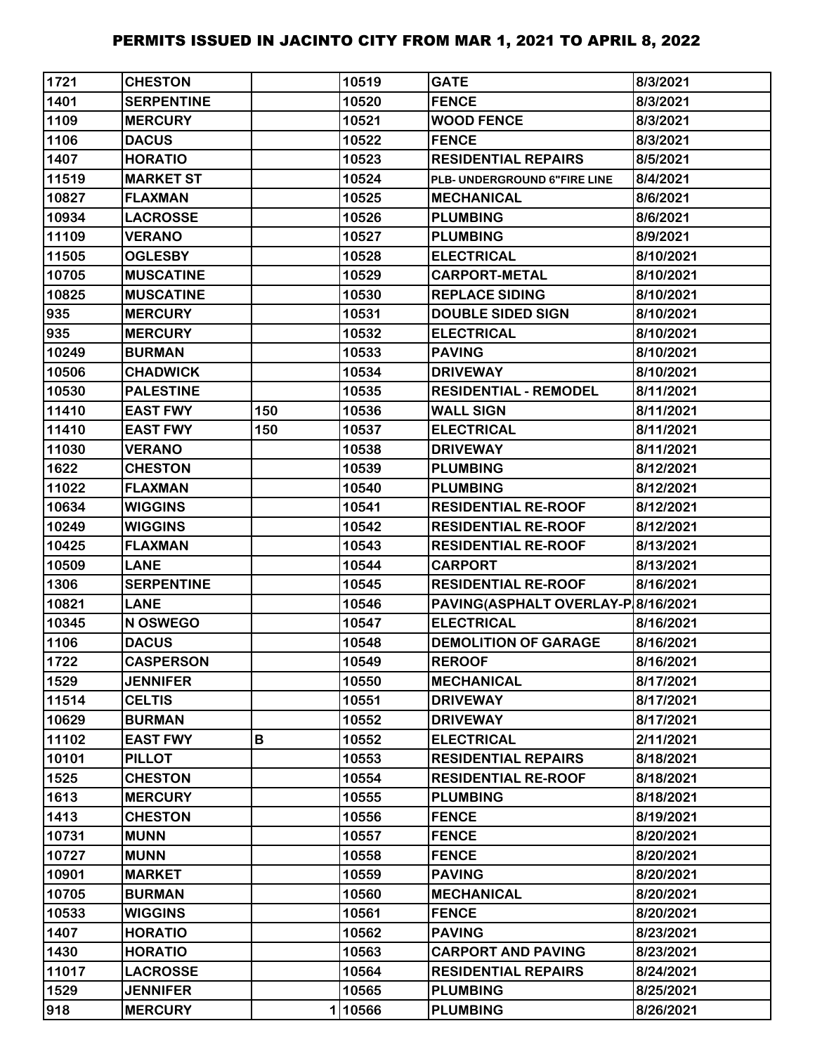# PERMITS ISSUED IN JACINTO CITY FROM MAR 1, 2021 TO APRIL 8, 2022

| | | | | | |
|---|---|---|---|---|---|
| 1721 | CHESTON | | 10519 | GATE | 8/3/2021 |
| 1401 | SERPENTINE | | 10520 | FENCE | 8/3/2021 |
| 1109 | MERCURY | | 10521 | WOOD FENCE | 8/3/2021 |
| 1106 | DACUS | | 10522 | FENCE | 8/3/2021 |
| 1407 | HORATIO | | 10523 | RESIDENTIAL REPAIRS | 8/5/2021 |
| 11519 | MARKET ST | | 10524 | PLB- UNDERGROUND 6"FIRE LINE | 8/4/2021 |
| 10827 | FLAXMAN | | 10525 | MECHANICAL | 8/6/2021 |
| 10934 | LACROSSE | | 10526 | PLUMBING | 8/6/2021 |
| 11109 | VERANO | | 10527 | PLUMBING | 8/9/2021 |
| 11505 | OGLESBY | | 10528 | ELECTRICAL | 8/10/2021 |
| 10705 | MUSCATINE | | 10529 | CARPORT-METAL | 8/10/2021 |
| 10825 | MUSCATINE | | 10530 | REPLACE SIDING | 8/10/2021 |
| 935 | MERCURY | | 10531 | DOUBLE SIDED SIGN | 8/10/2021 |
| 935 | MERCURY | | 10532 | ELECTRICAL | 8/10/2021 |
| 10249 | BURMAN | | 10533 | PAVING | 8/10/2021 |
| 10506 | CHADWICK | | 10534 | DRIVEWAY | 8/10/2021 |
| 10530 | PALESTINE | | 10535 | RESIDENTIAL - REMODEL | 8/11/2021 |
| 11410 | EAST FWY | 150 | 10536 | WALL SIGN | 8/11/2021 |
| 11410 | EAST FWY | 150 | 10537 | ELECTRICAL | 8/11/2021 |
| 11030 | VERANO | | 10538 | DRIVEWAY | 8/11/2021 |
| 1622 | CHESTON | | 10539 | PLUMBING | 8/12/2021 |
| 11022 | FLAXMAN | | 10540 | PLUMBING | 8/12/2021 |
| 10634 | WIGGINS | | 10541 | RESIDENTIAL RE-ROOF | 8/12/2021 |
| 10249 | WIGGINS | | 10542 | RESIDENTIAL RE-ROOF | 8/12/2021 |
| 10425 | FLAXMAN | | 10543 | RESIDENTIAL RE-ROOF | 8/13/2021 |
| 10509 | LANE | | 10544 | CARPORT | 8/13/2021 |
| 1306 | SERPENTINE | | 10545 | RESIDENTIAL RE-ROOF | 8/16/2021 |
| 10821 | LANE | | 10546 | PAVING(ASPHALT OVERLAY-P | 8/16/2021 |
| 10345 | N OSWEGO | | 10547 | ELECTRICAL | 8/16/2021 |
| 1106 | DACUS | | 10548 | DEMOLITION OF GARAGE | 8/16/2021 |
| 1722 | CASPERSON | | 10549 | REROOF | 8/16/2021 |
| 1529 | JENNIFER | | 10550 | MECHANICAL | 8/17/2021 |
| 11514 | CELTIS | | 10551 | DRIVEWAY | 8/17/2021 |
| 10629 | BURMAN | | 10552 | DRIVEWAY | 8/17/2021 |
| 11102 | EAST FWY | B | 10552 | ELECTRICAL | 2/11/2021 |
| 10101 | PILLOT | | 10553 | RESIDENTIAL REPAIRS | 8/18/2021 |
| 1525 | CHESTON | | 10554 | RESIDENTIAL RE-ROOF | 8/18/2021 |
| 1613 | MERCURY | | 10555 | PLUMBING | 8/18/2021 |
| 1413 | CHESTON | | 10556 | FENCE | 8/19/2021 |
| 10731 | MUNN | | 10557 | FENCE | 8/20/2021 |
| 10727 | MUNN | | 10558 | FENCE | 8/20/2021 |
| 10901 | MARKET | | 10559 | PAVING | 8/20/2021 |
| 10705 | BURMAN | | 10560 | MECHANICAL | 8/20/2021 |
| 10533 | WIGGINS | | 10561 | FENCE | 8/20/2021 |
| 1407 | HORATIO | | 10562 | PAVING | 8/23/2021 |
| 1430 | HORATIO | | 10563 | CARPORT AND PAVING | 8/23/2021 |
| 11017 | LACROSSE | | 10564 | RESIDENTIAL REPAIRS | 8/24/2021 |
| 1529 | JENNIFER | | 10565 | PLUMBING | 8/25/2021 |
| 918 | MERCURY | 1 | 10566 | PLUMBING | 8/26/2021 |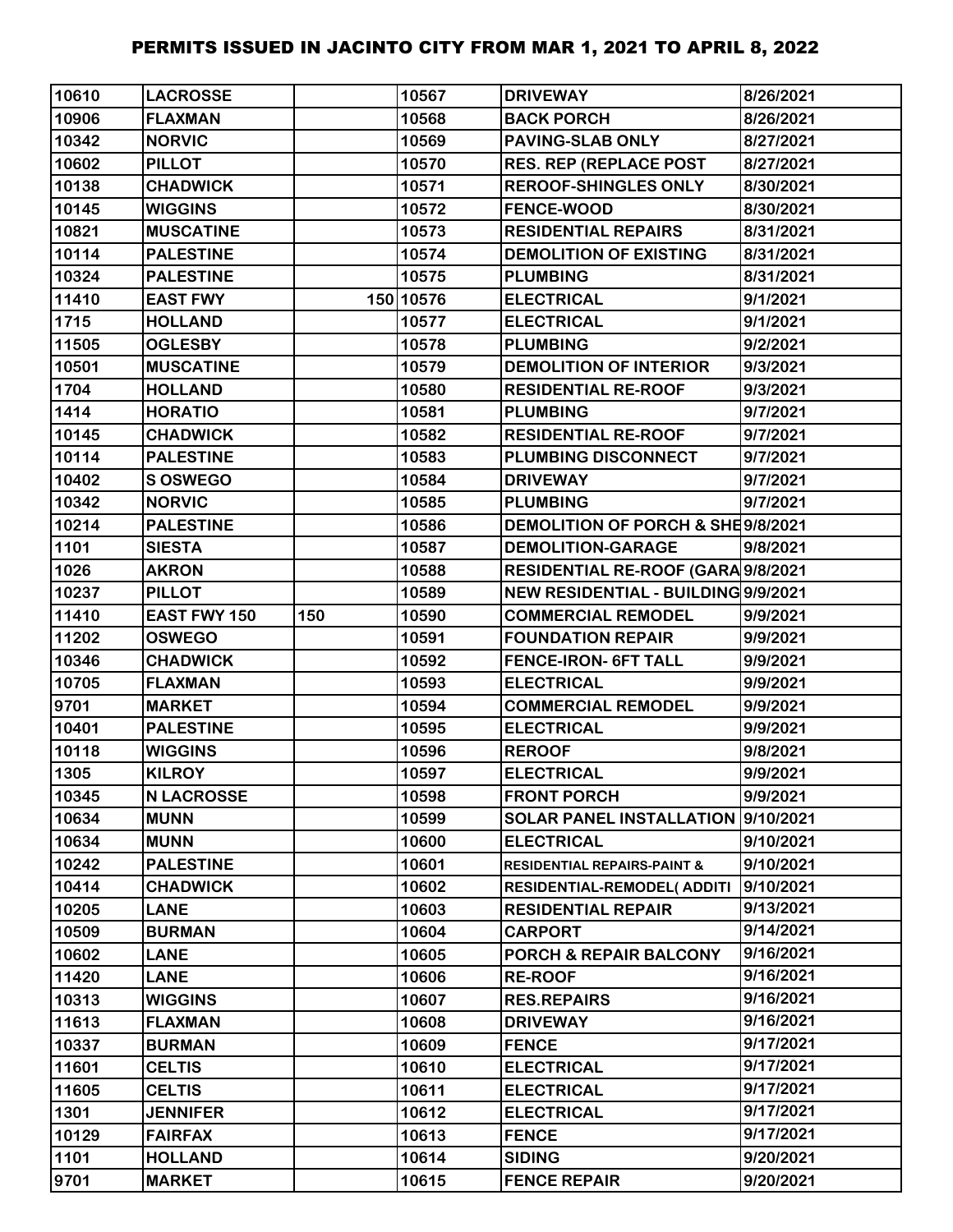# PERMITS ISSUED IN JACINTO CITY FROM MAR 1, 2021 TO APRIL 8, 2022

| | | | | | |
|---|---|---|---|---|---|
| 10610 | LACROSSE | | 10567 | DRIVEWAY | 8/26/2021 |
| 10906 | FLAXMAN | | 10568 | BACK PORCH | 8/26/2021 |
| 10342 | NORVIC | | 10569 | PAVING-SLAB ONLY | 8/27/2021 |
| 10602 | PILLOT | | 10570 | RES. REP (REPLACE POST | 8/27/2021 |
| 10138 | CHADWICK | | 10571 | REROOF-SHINGLES ONLY | 8/30/2021 |
| 10145 | WIGGINS | | 10572 | FENCE-WOOD | 8/30/2021 |
| 10821 | MUSCATINE | | 10573 | RESIDENTIAL REPAIRS | 8/31/2021 |
| 10114 | PALESTINE | | 10574 | DEMOLITION OF EXISTING | 8/31/2021 |
| 10324 | PALESTINE | | 10575 | PLUMBING | 8/31/2021 |
| 11410 | EAST FWY | 150 | 10576 | ELECTRICAL | 9/1/2021 |
| 1715 | HOLLAND | | 10577 | ELECTRICAL | 9/1/2021 |
| 11505 | OGLESBY | | 10578 | PLUMBING | 9/2/2021 |
| 10501 | MUSCATINE | | 10579 | DEMOLITION OF INTERIOR | 9/3/2021 |
| 1704 | HOLLAND | | 10580 | RESIDENTIAL RE-ROOF | 9/3/2021 |
| 1414 | HORATIO | | 10581 | PLUMBING | 9/7/2021 |
| 10145 | CHADWICK | | 10582 | RESIDENTIAL RE-ROOF | 9/7/2021 |
| 10114 | PALESTINE | | 10583 | PLUMBING DISCONNECT | 9/7/2021 |
| 10402 | S OSWEGO | | 10584 | DRIVEWAY | 9/7/2021 |
| 10342 | NORVIC | | 10585 | PLUMBING | 9/7/2021 |
| 10214 | PALESTINE | | 10586 | DEMOLITION OF PORCH & SHE | 9/8/2021 |
| 1101 | SIESTA | | 10587 | DEMOLITION-GARAGE | 9/8/2021 |
| 1026 | AKRON | | 10588 | RESIDENTIAL RE-ROOF (GARA | 9/8/2021 |
| 10237 | PILLOT | | 10589 | NEW RESIDENTIAL - BUILDING | 9/9/2021 |
| 11410 | EAST FWY 150 | 150 | 10590 | COMMERCIAL REMODEL | 9/9/2021 |
| 11202 | OSWEGO | | 10591 | FOUNDATION REPAIR | 9/9/2021 |
| 10346 | CHADWICK | | 10592 | FENCE-IRON- 6FT TALL | 9/9/2021 |
| 10705 | FLAXMAN | | 10593 | ELECTRICAL | 9/9/2021 |
| 9701 | MARKET | | 10594 | COMMERCIAL REMODEL | 9/9/2021 |
| 10401 | PALESTINE | | 10595 | ELECTRICAL | 9/9/2021 |
| 10118 | WIGGINS | | 10596 | REROOF | 9/8/2021 |
| 1305 | KILROY | | 10597 | ELECTRICAL | 9/9/2021 |
| 10345 | N LACROSSE | | 10598 | FRONT PORCH | 9/9/2021 |
| 10634 | MUNN | | 10599 | SOLAR PANEL INSTALLATION | 9/10/2021 |
| 10634 | MUNN | | 10600 | ELECTRICAL | 9/10/2021 |
| 10242 | PALESTINE | | 10601 | RESIDENTIAL REPAIRS-PAINT & | 9/10/2021 |
| 10414 | CHADWICK | | 10602 | RESIDENTIAL-REMODEL( ADDITI | 9/10/2021 |
| 10205 | LANE | | 10603 | RESIDENTIAL REPAIR | 9/13/2021 |
| 10509 | BURMAN | | 10604 | CARPORT | 9/14/2021 |
| 10602 | LANE | | 10605 | PORCH & REPAIR BALCONY | 9/16/2021 |
| 11420 | LANE | | 10606 | RE-ROOF | 9/16/2021 |
| 10313 | WIGGINS | | 10607 | RES.REPAIRS | 9/16/2021 |
| 11613 | FLAXMAN | | 10608 | DRIVEWAY | 9/16/2021 |
| 10337 | BURMAN | | 10609 | FENCE | 9/17/2021 |
| 11601 | CELTIS | | 10610 | ELECTRICAL | 9/17/2021 |
| 11605 | CELTIS | | 10611 | ELECTRICAL | 9/17/2021 |
| 1301 | JENNIFER | | 10612 | ELECTRICAL | 9/17/2021 |
| 10129 | FAIRFAX | | 10613 | FENCE | 9/17/2021 |
| 1101 | HOLLAND | | 10614 | SIDING | 9/20/2021 |
| 9701 | MARKET | | 10615 | FENCE REPAIR | 9/20/2021 |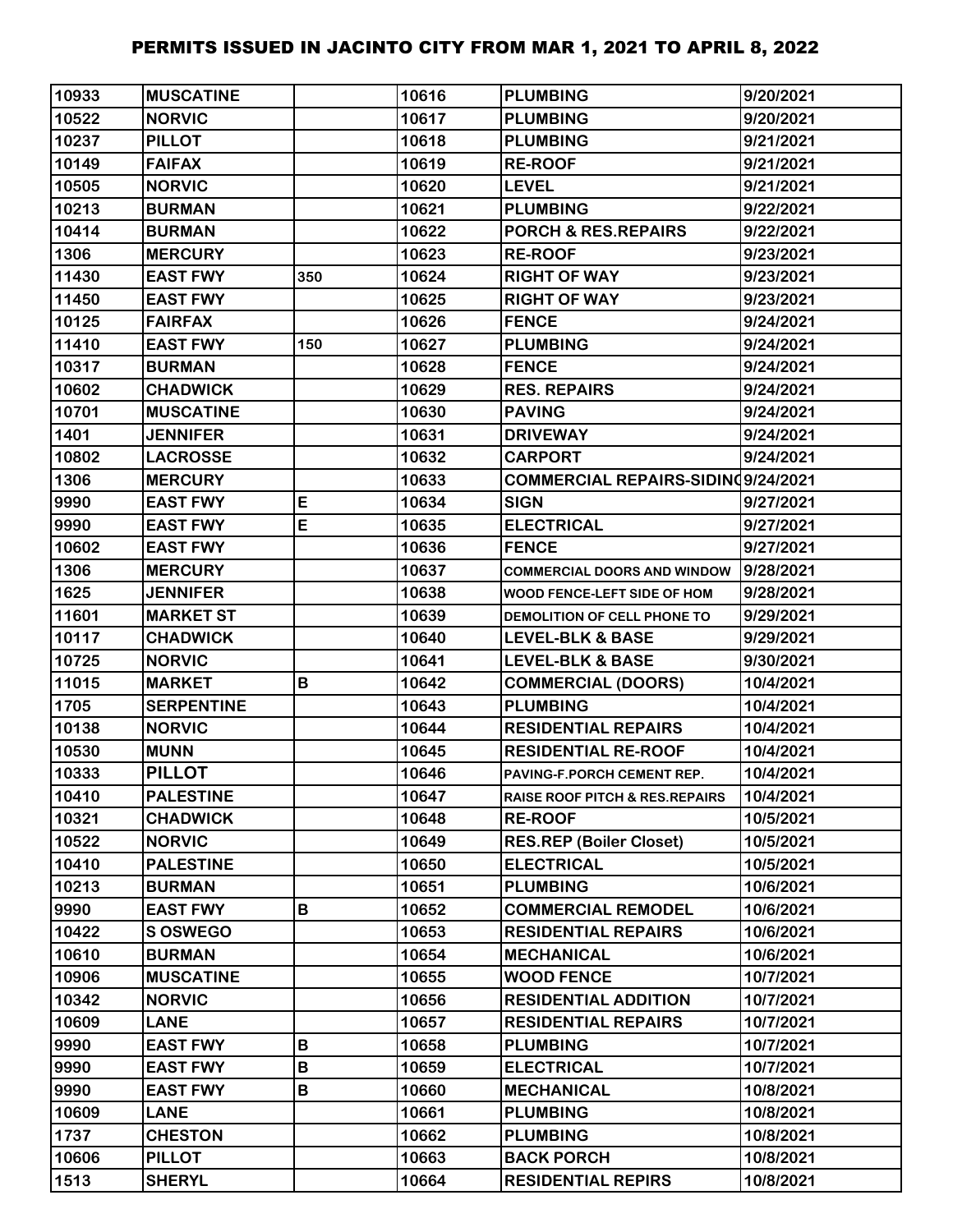# PERMITS ISSUED IN JACINTO CITY FROM MAR 1, 2021 TO APRIL 8, 2022

| | | | | | |
|---|---|---|---|---|---|
| 10933 | MUSCATINE | | 10616 | PLUMBING | 9/20/2021 |
| 10522 | NORVIC | | 10617 | PLUMBING | 9/20/2021 |
| 10237 | PILLOT | | 10618 | PLUMBING | 9/21/2021 |
| 10149 | FAIFAX | | 10619 | RE-ROOF | 9/21/2021 |
| 10505 | NORVIC | | 10620 | LEVEL | 9/21/2021 |
| 10213 | BURMAN | | 10621 | PLUMBING | 9/22/2021 |
| 10414 | BURMAN | | 10622 | PORCH & RES.REPAIRS | 9/22/2021 |
| 1306 | MERCURY | | 10623 | RE-ROOF | 9/23/2021 |
| 11430 | EAST FWY | 350 | 10624 | RIGHT OF WAY | 9/23/2021 |
| 11450 | EAST FWY | | 10625 | RIGHT OF WAY | 9/23/2021 |
| 10125 | FAIRFAX | | 10626 | FENCE | 9/24/2021 |
| 11410 | EAST FWY | 150 | 10627 | PLUMBING | 9/24/2021 |
| 10317 | BURMAN | | 10628 | FENCE | 9/24/2021 |
| 10602 | CHADWICK | | 10629 | RES. REPAIRS | 9/24/2021 |
| 10701 | MUSCATINE | | 10630 | PAVING | 9/24/2021 |
| 1401 | JENNIFER | | 10631 | DRIVEWAY | 9/24/2021 |
| 10802 | LACROSSE | | 10632 | CARPORT | 9/24/2021 |
| 1306 | MERCURY | | 10633 | COMMERCIAL REPAIRS-SIDING | 9/24/2021 |
| 9990 | EAST FWY | E | 10634 | SIGN | 9/27/2021 |
| 9990 | EAST FWY | E | 10635 | ELECTRICAL | 9/27/2021 |
| 10602 | EAST FWY | | 10636 | FENCE | 9/27/2021 |
| 1306 | MERCURY | | 10637 | COMMERCIAL DOORS AND WINDOW | 9/28/2021 |
| 1625 | JENNIFER | | 10638 | WOOD FENCE-LEFT SIDE OF HOM | 9/28/2021 |
| 11601 | MARKET ST | | 10639 | DEMOLITION OF CELL PHONE TO | 9/29/2021 |
| 10117 | CHADWICK | | 10640 | LEVEL-BLK & BASE | 9/29/2021 |
| 10725 | NORVIC | | 10641 | LEVEL-BLK & BASE | 9/30/2021 |
| 11015 | MARKET | B | 10642 | COMMERCIAL (DOORS) | 10/4/2021 |
| 1705 | SERPENTINE | | 10643 | PLUMBING | 10/4/2021 |
| 10138 | NORVIC | | 10644 | RESIDENTIAL REPAIRS | 10/4/2021 |
| 10530 | MUNN | | 10645 | RESIDENTIAL RE-ROOF | 10/4/2021 |
| 10333 | PILLOT | | 10646 | PAVING-F.PORCH CEMENT REP. | 10/4/2021 |
| 10410 | PALESTINE | | 10647 | RAISE ROOF PITCH & RES.REPAIRS | 10/4/2021 |
| 10321 | CHADWICK | | 10648 | RE-ROOF | 10/5/2021 |
| 10522 | NORVIC | | 10649 | RES.REP (Boiler Closet) | 10/5/2021 |
| 10410 | PALESTINE | | 10650 | ELECTRICAL | 10/5/2021 |
| 10213 | BURMAN | | 10651 | PLUMBING | 10/6/2021 |
| 9990 | EAST FWY | B | 10652 | COMMERCIAL REMODEL | 10/6/2021 |
| 10422 | S OSWEGO | | 10653 | RESIDENTIAL REPAIRS | 10/6/2021 |
| 10610 | BURMAN | | 10654 | MECHANICAL | 10/6/2021 |
| 10906 | MUSCATINE | | 10655 | WOOD FENCE | 10/7/2021 |
| 10342 | NORVIC | | 10656 | RESIDENTIAL ADDITION | 10/7/2021 |
| 10609 | LANE | | 10657 | RESIDENTIAL REPAIRS | 10/7/2021 |
| 9990 | EAST FWY | B | 10658 | PLUMBING | 10/7/2021 |
| 9990 | EAST FWY | B | 10659 | ELECTRICAL | 10/7/2021 |
| 9990 | EAST FWY | B | 10660 | MECHANICAL | 10/8/2021 |
| 10609 | LANE | | 10661 | PLUMBING | 10/8/2021 |
| 1737 | CHESTON | | 10662 | PLUMBING | 10/8/2021 |
| 10606 | PILLOT | | 10663 | BACK PORCH | 10/8/2021 |
| 1513 | SHERYL | | 10664 | RESIDENTIAL REPIRS | 10/8/2021 |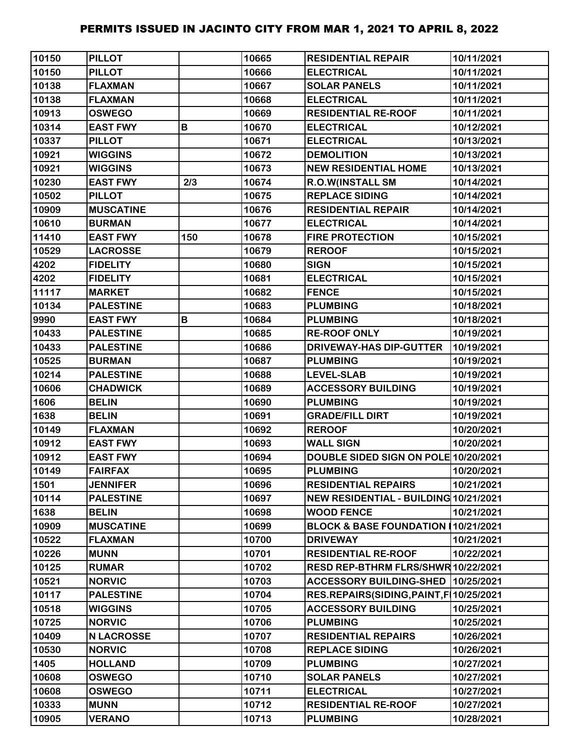# PERMITS ISSUED IN JACINTO CITY FROM MAR 1, 2021 TO APRIL 8, 2022

| | | | | | |
|---|---|---|---|---|---|
| 10150 | PILLOT | | 10665 | RESIDENTIAL REPAIR | 10/11/2021 |
| 10150 | PILLOT | | 10666 | ELECTRICAL | 10/11/2021 |
| 10138 | FLAXMAN | | 10667 | SOLAR PANELS | 10/11/2021 |
| 10138 | FLAXMAN | | 10668 | ELECTRICAL | 10/11/2021 |
| 10913 | OSWEGO | | 10669 | RESIDENTIAL RE-ROOF | 10/11/2021 |
| 10314 | EAST FWY | B | 10670 | ELECTRICAL | 10/12/2021 |
| 10337 | PILLOT | | 10671 | ELECTRICAL | 10/13/2021 |
| 10921 | WIGGINS | | 10672 | DEMOLITION | 10/13/2021 |
| 10921 | WIGGINS | | 10673 | NEW RESIDENTIAL HOME | 10/13/2021 |
| 10230 | EAST FWY | 2/3 | 10674 | R.O.W(INSTALL SM | 10/14/2021 |
| 10502 | PILLOT | | 10675 | REPLACE SIDING | 10/14/2021 |
| 10909 | MUSCATINE | | 10676 | RESIDENTIAL REPAIR | 10/14/2021 |
| 10610 | BURMAN | | 10677 | ELECTRICAL | 10/14/2021 |
| 11410 | EAST FWY | 150 | 10678 | FIRE PROTECTION | 10/15/2021 |
| 10529 | LACROSSE | | 10679 | REROOF | 10/15/2021 |
| 4202 | FIDELITY | | 10680 | SIGN | 10/15/2021 |
| 4202 | FIDELITY | | 10681 | ELECTRICAL | 10/15/2021 |
| 11117 | MARKET | | 10682 | FENCE | 10/15/2021 |
| 10134 | PALESTINE | | 10683 | PLUMBING | 10/18/2021 |
| 9990 | EAST FWY | B | 10684 | PLUMBING | 10/18/2021 |
| 10433 | PALESTINE | | 10685 | RE-ROOF ONLY | 10/19/2021 |
| 10433 | PALESTINE | | 10686 | DRIVEWAY-HAS DIP-GUTTER | 10/19/2021 |
| 10525 | BURMAN | | 10687 | PLUMBING | 10/19/2021 |
| 10214 | PALESTINE | | 10688 | LEVEL-SLAB | 10/19/2021 |
| 10606 | CHADWICK | | 10689 | ACCESSORY BUILDING | 10/19/2021 |
| 1606 | BELIN | | 10690 | PLUMBING | 10/19/2021 |
| 1638 | BELIN | | 10691 | GRADE/FILL DIRT | 10/19/2021 |
| 10149 | FLAXMAN | | 10692 | REROOF | 10/20/2021 |
| 10912 | EAST FWY | | 10693 | WALL SIGN | 10/20/2021 |
| 10912 | EAST FWY | | 10694 | DOUBLE SIDED SIGN ON POLE | 10/20/2021 |
| 10149 | FAIRFAX | | 10695 | PLUMBING | 10/20/2021 |
| 1501 | JENNIFER | | 10696 | RESIDENTIAL REPAIRS | 10/21/2021 |
| 10114 | PALESTINE | | 10697 | NEW RESIDENTIAL - BUILDING | 10/21/2021 |
| 1638 | BELIN | | 10698 | WOOD FENCE | 10/21/2021 |
| 10909 | MUSCATINE | | 10699 | BLOCK & BASE FOUNDATION I | 10/21/2021 |
| 10522 | FLAXMAN | | 10700 | DRIVEWAY | 10/21/2021 |
| 10226 | MUNN | | 10701 | RESIDENTIAL RE-ROOF | 10/22/2021 |
| 10125 | RUMAR | | 10702 | RESD REP-BTHRM FLRS/SHWR | 10/22/2021 |
| 10521 | NORVIC | | 10703 | ACCESSORY BUILDING-SHED | 10/25/2021 |
| 10117 | PALESTINE | | 10704 | RES.REPAIRS(SIDING,PAINT,F | 10/25/2021 |
| 10518 | WIGGINS | | 10705 | ACCESSORY BUILDING | 10/25/2021 |
| 10725 | NORVIC | | 10706 | PLUMBING | 10/25/2021 |
| 10409 | N LACROSSE | | 10707 | RESIDENTIAL REPAIRS | 10/26/2021 |
| 10530 | NORVIC | | 10708 | REPLACE SIDING | 10/26/2021 |
| 1405 | HOLLAND | | 10709 | PLUMBING | 10/27/2021 |
| 10608 | OSWEGO | | 10710 | SOLAR PANELS | 10/27/2021 |
| 10608 | OSWEGO | | 10711 | ELECTRICAL | 10/27/2021 |
| 10333 | MUNN | | 10712 | RESIDENTIAL RE-ROOF | 10/27/2021 |
| 10905 | VERANO | | 10713 | PLUMBING | 10/28/2021 |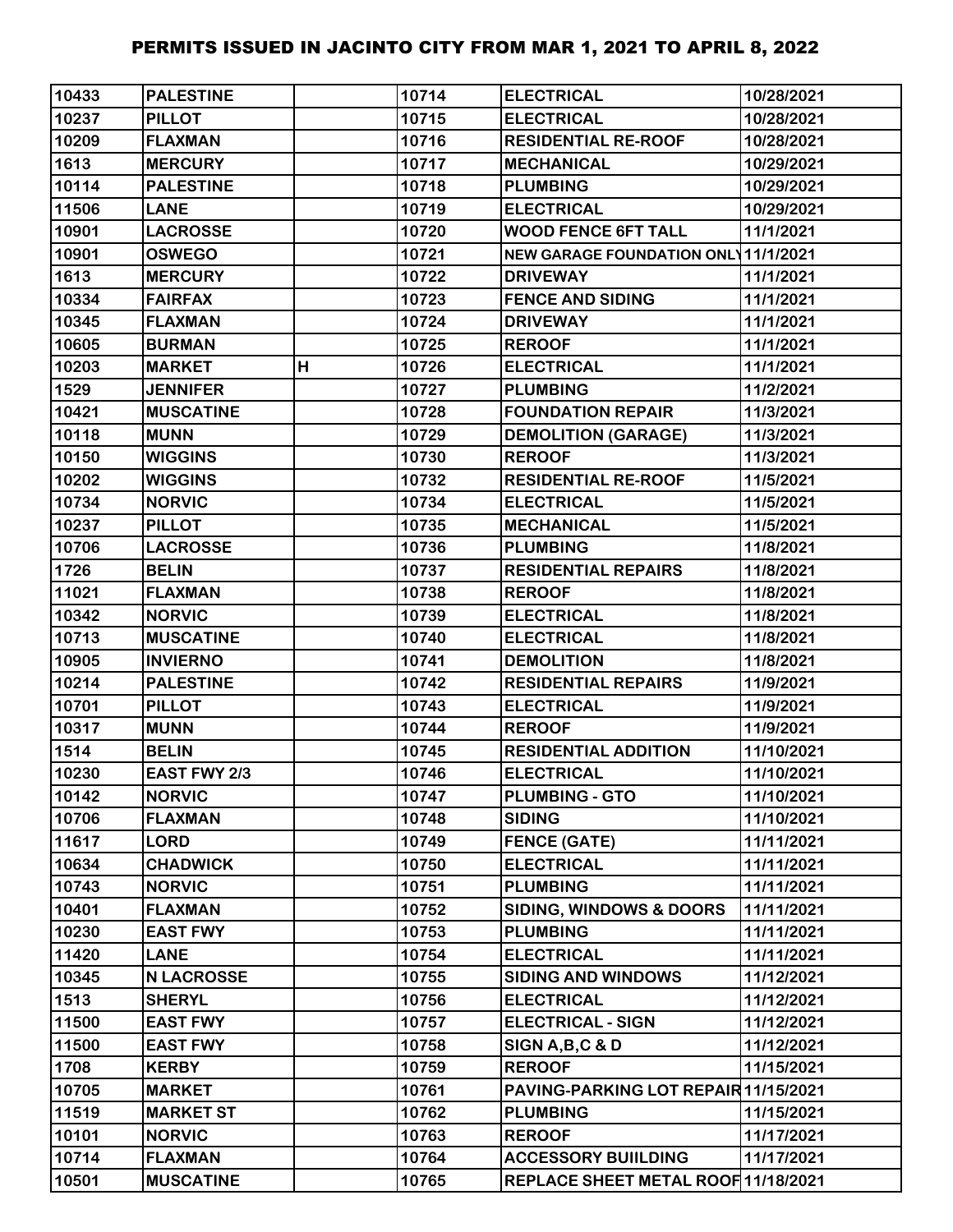# PERMITS ISSUED IN JACINTO CITY FROM MAR 1, 2021 TO APRIL 8, 2022

| | | | | | |
|---|---|---|---|---|---|
| 10433 | PALESTINE | | 10714 | ELECTRICAL | 10/28/2021 |
| 10237 | PILLOT | | 10715 | ELECTRICAL | 10/28/2021 |
| 10209 | FLAXMAN | | 10716 | RESIDENTIAL RE-ROOF | 10/28/2021 |
| 1613 | MERCURY | | 10717 | MECHANICAL | 10/29/2021 |
| 10114 | PALESTINE | | 10718 | PLUMBING | 10/29/2021 |
| 11506 | LANE | | 10719 | ELECTRICAL | 10/29/2021 |
| 10901 | LACROSSE | | 10720 | WOOD FENCE 6FT TALL | 11/1/2021 |
| 10901 | OSWEGO | | 10721 | NEW GARAGE FOUNDATION ONLY | 11/1/2021 |
| 1613 | MERCURY | | 10722 | DRIVEWAY | 11/1/2021 |
| 10334 | FAIRFAX | | 10723 | FENCE AND SIDING | 11/1/2021 |
| 10345 | FLAXMAN | | 10724 | DRIVEWAY | 11/1/2021 |
| 10605 | BURMAN | | 10725 | REROOF | 11/1/2021 |
| 10203 | MARKET | H | 10726 | ELECTRICAL | 11/1/2021 |
| 1529 | JENNIFER | | 10727 | PLUMBING | 11/2/2021 |
| 10421 | MUSCATINE | | 10728 | FOUNDATION REPAIR | 11/3/2021 |
| 10118 | MUNN | | 10729 | DEMOLITION (GARAGE) | 11/3/2021 |
| 10150 | WIGGINS | | 10730 | REROOF | 11/3/2021 |
| 10202 | WIGGINS | | 10732 | RESIDENTIAL RE-ROOF | 11/5/2021 |
| 10734 | NORVIC | | 10734 | ELECTRICAL | 11/5/2021 |
| 10237 | PILLOT | | 10735 | MECHANICAL | 11/5/2021 |
| 10706 | LACROSSE | | 10736 | PLUMBING | 11/8/2021 |
| 1726 | BELIN | | 10737 | RESIDENTIAL REPAIRS | 11/8/2021 |
| 11021 | FLAXMAN | | 10738 | REROOF | 11/8/2021 |
| 10342 | NORVIC | | 10739 | ELECTRICAL | 11/8/2021 |
| 10713 | MUSCATINE | | 10740 | ELECTRICAL | 11/8/2021 |
| 10905 | INVIERNO | | 10741 | DEMOLITION | 11/8/2021 |
| 10214 | PALESTINE | | 10742 | RESIDENTIAL REPAIRS | 11/9/2021 |
| 10701 | PILLOT | | 10743 | ELECTRICAL | 11/9/2021 |
| 10317 | MUNN | | 10744 | REROOF | 11/9/2021 |
| 1514 | BELIN | | 10745 | RESIDENTIAL ADDITION | 11/10/2021 |
| 10230 | EAST FWY 2/3 | | 10746 | ELECTRICAL | 11/10/2021 |
| 10142 | NORVIC | | 10747 | PLUMBING - GTO | 11/10/2021 |
| 10706 | FLAXMAN | | 10748 | SIDING | 11/10/2021 |
| 11617 | LORD | | 10749 | FENCE (GATE) | 11/11/2021 |
| 10634 | CHADWICK | | 10750 | ELECTRICAL | 11/11/2021 |
| 10743 | NORVIC | | 10751 | PLUMBING | 11/11/2021 |
| 10401 | FLAXMAN | | 10752 | SIDING, WINDOWS & DOORS | 11/11/2021 |
| 10230 | EAST FWY | | 10753 | PLUMBING | 11/11/2021 |
| 11420 | LANE | | 10754 | ELECTRICAL | 11/11/2021 |
| 10345 | N LACROSSE | | 10755 | SIDING AND WINDOWS | 11/12/2021 |
| 1513 | SHERYL | | 10756 | ELECTRICAL | 11/12/2021 |
| 11500 | EAST FWY | | 10757 | ELECTRICAL - SIGN | 11/12/2021 |
| 11500 | EAST FWY | | 10758 | SIGN A,B,C & D | 11/12/2021 |
| 1708 | KERBY | | 10759 | REROOF | 11/15/2021 |
| 10705 | MARKET | | 10761 | PAVING-PARKING LOT REPAIR | 11/15/2021 |
| 11519 | MARKET ST | | 10762 | PLUMBING | 11/15/2021 |
| 10101 | NORVIC | | 10763 | REROOF | 11/17/2021 |
| 10714 | FLAXMAN | | 10764 | ACCESSORY BUIILDING | 11/17/2021 |
| 10501 | MUSCATINE | | 10765 | REPLACE SHEET METAL ROOF | 11/18/2021 |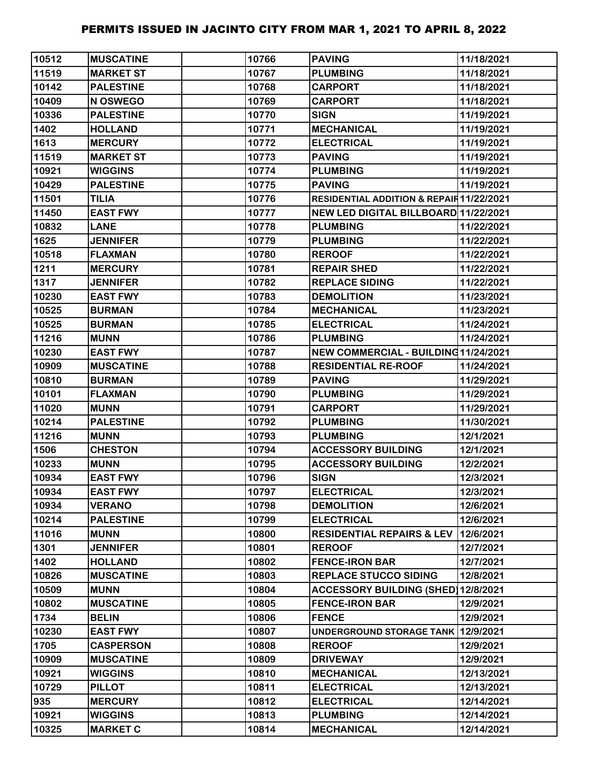| 10512 | MUSCATINE | | 10766 | PAVING | 11/18/2021 |
|---|---|---|---|---|---|
| 11519 | MARKET ST | | 10767 | PLUMBING | 11/18/2021 |
| 10142 | PALESTINE | | 10768 | CARPORT | 11/18/2021 |
| 10409 | N OSWEGO | | 10769 | CARPORT | 11/18/2021 |
| 10336 | PALESTINE | | 10770 | SIGN | 11/19/2021 |
| 1402 | HOLLAND | | 10771 | MECHANICAL | 11/19/2021 |
| 1613 | MERCURY | | 10772 | ELECTRICAL | 11/19/2021 |
| 11519 | MARKET ST | | 10773 | PAVING | 11/19/2021 |
| 10921 | WIGGINS | | 10774 | PLUMBING | 11/19/2021 |
| 10429 | PALESTINE | | 10775 | PAVING | 11/19/2021 |
| 11501 | TILIA | | 10776 | RESIDENTIAL ADDITION & REPAIR | 11/22/2021 |
| 11450 | EAST FWY | | 10777 | NEW LED DIGITAL BILLBOARD | 11/22/2021 |
| 10832 | LANE | | 10778 | PLUMBING | 11/22/2021 |
| 1625 | JENNIFER | | 10779 | PLUMBING | 11/22/2021 |
| 10518 | FLAXMAN | | 10780 | REROOF | 11/22/2021 |
| 1211 | MERCURY | | 10781 | REPAIR SHED | 11/22/2021 |
| 1317 | JENNIFER | | 10782 | REPLACE SIDING | 11/22/2021 |
| 10230 | EAST FWY | | 10783 | DEMOLITION | 11/23/2021 |
| 10525 | BURMAN | | 10784 | MECHANICAL | 11/23/2021 |
| 10525 | BURMAN | | 10785 | ELECTRICAL | 11/24/2021 |
| 11216 | MUNN | | 10786 | PLUMBING | 11/24/2021 |
| 10230 | EAST FWY | | 10787 | NEW COMMERCIAL - BUILDING | 11/24/2021 |
| 10909 | MUSCATINE | | 10788 | RESIDENTIAL RE-ROOF | 11/24/2021 |
| 10810 | BURMAN | | 10789 | PAVING | 11/29/2021 |
| 10101 | FLAXMAN | | 10790 | PLUMBING | 11/29/2021 |
| 11020 | MUNN | | 10791 | CARPORT | 11/29/2021 |
| 10214 | PALESTINE | | 10792 | PLUMBING | 11/30/2021 |
| 11216 | MUNN | | 10793 | PLUMBING | 12/1/2021 |
| 1506 | CHESTON | | 10794 | ACCESSORY BUILDING | 12/1/2021 |
| 10233 | MUNN | | 10795 | ACCESSORY BUILDING | 12/2/2021 |
| 10934 | EAST FWY | | 10796 | SIGN | 12/3/2021 |
| 10934 | EAST FWY | | 10797 | ELECTRICAL | 12/3/2021 |
| 10934 | VERANO | | 10798 | DEMOLITION | 12/6/2021 |
| 10214 | PALESTINE | | 10799 | ELECTRICAL | 12/6/2021 |
| 11016 | MUNN | | 10800 | RESIDENTIAL REPAIRS & LEV | 12/6/2021 |
| 1301 | JENNIFER | | 10801 | REROOF | 12/7/2021 |
| 1402 | HOLLAND | | 10802 | FENCE-IRON BAR | 12/7/2021 |
| 10826 | MUSCATINE | | 10803 | REPLACE STUCCO SIDING | 12/8/2021 |
| 10509 | MUNN | | 10804 | ACCESSORY BUILDING (SHED) | 12/8/2021 |
| 10802 | MUSCATINE | | 10805 | FENCE-IRON BAR | 12/9/2021 |
| 1734 | BELIN | | 10806 | FENCE | 12/9/2021 |
| 10230 | EAST FWY | | 10807 | UNDERGROUND STORAGE TANK | 12/9/2021 |
| 1705 | CASPERSON | | 10808 | REROOF | 12/9/2021 |
| 10909 | MUSCATINE | | 10809 | DRIVEWAY | 12/9/2021 |
| 10921 | WIGGINS | | 10810 | MECHANICAL | 12/13/2021 |
| 10729 | PILLOT | | 10811 | ELECTRICAL | 12/13/2021 |
| 935 | MERCURY | | 10812 | ELECTRICAL | 12/14/2021 |
| 10921 | WIGGINS | | 10813 | PLUMBING | 12/14/2021 |
| 10325 | MARKET C | | 10814 | MECHANICAL | 12/14/2021 |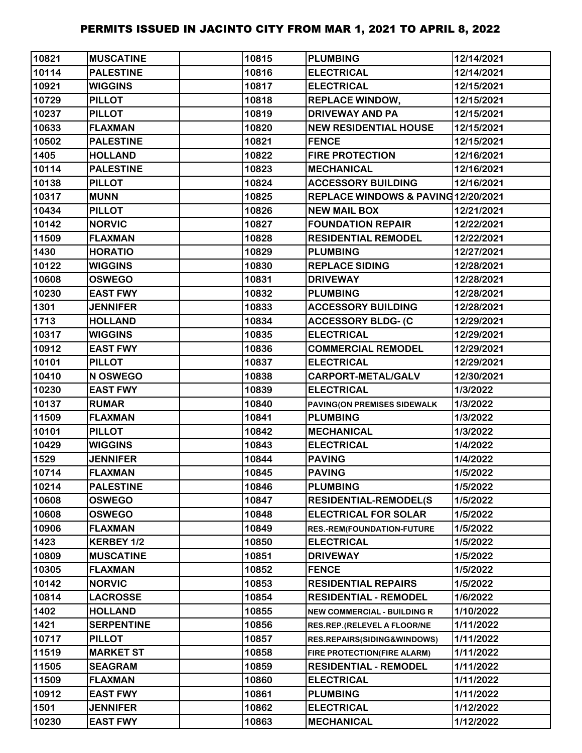# PERMITS ISSUED IN JACINTO CITY FROM MAR 1, 2021 TO APRIL 8, 2022

| | | | | | |
|---|---|---|---|---|---|
| 10821 | MUSCATINE | | 10815 | PLUMBING | 12/14/2021 |
| 10114 | PALESTINE | | 10816 | ELECTRICAL | 12/14/2021 |
| 10921 | WIGGINS | | 10817 | ELECTRICAL | 12/15/2021 |
| 10729 | PILLOT | | 10818 | REPLACE WINDOW, | 12/15/2021 |
| 10237 | PILLOT | | 10819 | DRIVEWAY AND PA | 12/15/2021 |
| 10633 | FLAXMAN | | 10820 | NEW RESIDENTIAL HOUSE | 12/15/2021 |
| 10502 | PALESTINE | | 10821 | FENCE | 12/15/2021 |
| 1405 | HOLLAND | | 10822 | FIRE PROTECTION | 12/16/2021 |
| 10114 | PALESTINE | | 10823 | MECHANICAL | 12/16/2021 |
| 10138 | PILLOT | | 10824 | ACCESSORY BUILDING | 12/16/2021 |
| 10317 | MUNN | | 10825 | REPLACE WINDOWS & PAVING | 12/20/2021 |
| 10434 | PILLOT | | 10826 | NEW MAIL BOX | 12/21/2021 |
| 10142 | NORVIC | | 10827 | FOUNDATION REPAIR | 12/22/2021 |
| 11509 | FLAXMAN | | 10828 | RESIDENTIAL REMODEL | 12/22/2021 |
| 1430 | HORATIO | | 10829 | PLUMBING | 12/27/2021 |
| 10122 | WIGGINS | | 10830 | REPLACE SIDING | 12/28/2021 |
| 10608 | OSWEGO | | 10831 | DRIVEWAY | 12/28/2021 |
| 10230 | EAST FWY | | 10832 | PLUMBING | 12/28/2021 |
| 1301 | JENNIFER | | 10833 | ACCESSORY BUILDING | 12/28/2021 |
| 1713 | HOLLAND | | 10834 | ACCESSORY BLDG- (C | 12/29/2021 |
| 10317 | WIGGINS | | 10835 | ELECTRICAL | 12/29/2021 |
| 10912 | EAST FWY | | 10836 | COMMERCIAL REMODEL | 12/29/2021 |
| 10101 | PILLOT | | 10837 | ELECTRICAL | 12/29/2021 |
| 10410 | N OSWEGO | | 10838 | CARPORT-METAL/GALV | 12/30/2021 |
| 10230 | EAST FWY | | 10839 | ELECTRICAL | 1/3/2022 |
| 10137 | RUMAR | | 10840 | PAVING(ON PREMISES SIDEWALK | 1/3/2022 |
| 11509 | FLAXMAN | | 10841 | PLUMBING | 1/3/2022 |
| 10101 | PILLOT | | 10842 | MECHANICAL | 1/3/2022 |
| 10429 | WIGGINS | | 10843 | ELECTRICAL | 1/4/2022 |
| 1529 | JENNIFER | | 10844 | PAVING | 1/4/2022 |
| 10714 | FLAXMAN | | 10845 | PAVING | 1/5/2022 |
| 10214 | PALESTINE | | 10846 | PLUMBING | 1/5/2022 |
| 10608 | OSWEGO | | 10847 | RESIDENTIAL-REMODEL(S | 1/5/2022 |
| 10608 | OSWEGO | | 10848 | ELECTRICAL FOR SOLAR | 1/5/2022 |
| 10906 | FLAXMAN | | 10849 | RES.-REM(FOUNDATION-FUTURE | 1/5/2022 |
| 1423 | KERBEY 1/2 | | 10850 | ELECTRICAL | 1/5/2022 |
| 10809 | MUSCATINE | | 10851 | DRIVEWAY | 1/5/2022 |
| 10305 | FLAXMAN | | 10852 | FENCE | 1/5/2022 |
| 10142 | NORVIC | | 10853 | RESIDENTIAL REPAIRS | 1/5/2022 |
| 10814 | LACROSSE | | 10854 | RESIDENTIAL - REMODEL | 1/6/2022 |
| 1402 | HOLLAND | | 10855 | NEW COMMERCIAL - BUILDING R | 1/10/2022 |
| 1421 | SERPENTINE | | 10856 | RES.REP.(RELEVEL A FLOOR/NE | 1/11/2022 |
| 10717 | PILLOT | | 10857 | RES.REPAIRS(SIDING&WINDOWS) | 1/11/2022 |
| 11519 | MARKET ST | | 10858 | FIRE PROTECTION(FIRE ALARM) | 1/11/2022 |
| 11505 | SEAGRAM | | 10859 | RESIDENTIAL - REMODEL | 1/11/2022 |
| 11509 | FLAXMAN | | 10860 | ELECTRICAL | 1/11/2022 |
| 10912 | EAST FWY | | 10861 | PLUMBING | 1/11/2022 |
| 1501 | JENNIFER | | 10862 | ELECTRICAL | 1/12/2022 |
| 10230 | EAST FWY | | 10863 | MECHANICAL | 1/12/2022 |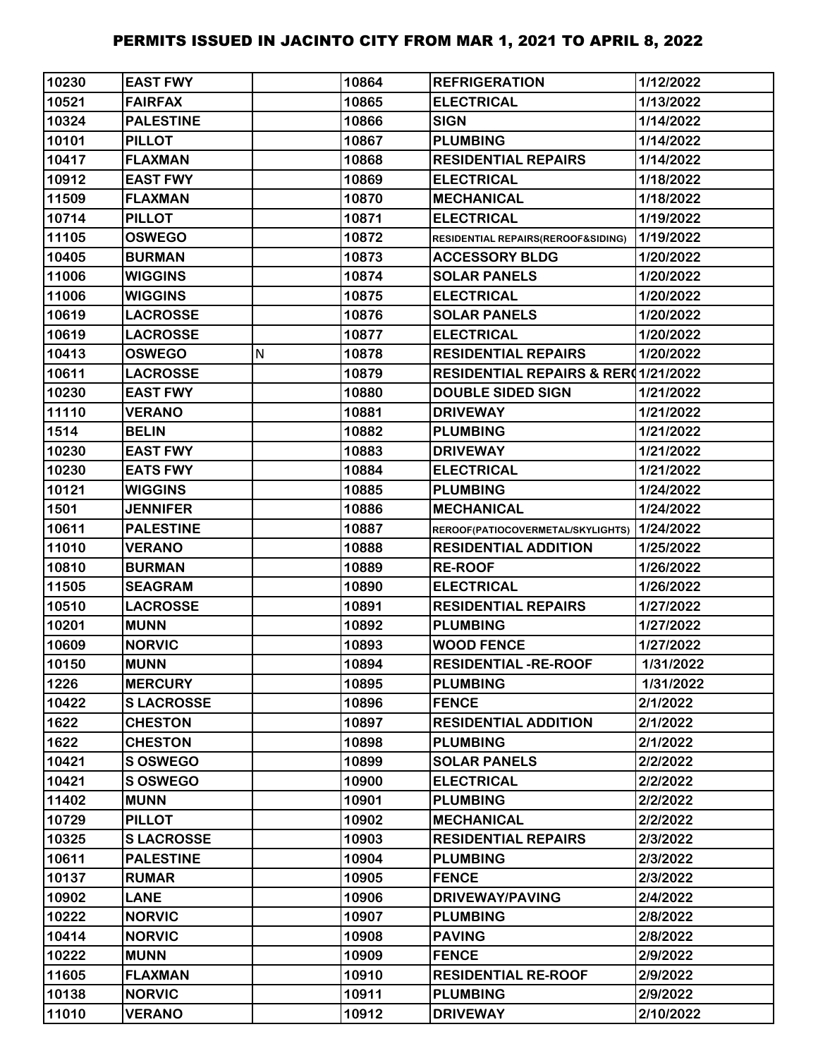| 10230 | EAST FWY | | 10864 | REFRIGERATION | 1/12/2022 |
|---|---|---|---|---|---|
| 10521 | FAIRFAX | | 10865 | ELECTRICAL | 1/13/2022 |
| 10324 | PALESTINE | | 10866 | SIGN | 1/14/2022 |
| 10101 | PILLOT | | 10867 | PLUMBING | 1/14/2022 |
| 10417 | FLAXMAN | | 10868 | RESIDENTIAL REPAIRS | 1/14/2022 |
| 10912 | EAST FWY | | 10869 | ELECTRICAL | 1/18/2022 |
| 11509 | FLAXMAN | | 10870 | MECHANICAL | 1/18/2022 |
| 10714 | PILLOT | | 10871 | ELECTRICAL | 1/19/2022 |
| 11105 | OSWEGO | | 10872 | RESIDENTIAL REPAIRS(REROOF&SIDING) | 1/19/2022 |
| 10405 | BURMAN | | 10873 | ACCESSORY BLDG | 1/20/2022 |
| 11006 | WIGGINS | | 10874 | SOLAR PANELS | 1/20/2022 |
| 11006 | WIGGINS | | 10875 | ELECTRICAL | 1/20/2022 |
| 10619 | LACROSSE | | 10876 | SOLAR PANELS | 1/20/2022 |
| 10619 | LACROSSE | | 10877 | ELECTRICAL | 1/20/2022 |
| 10413 | OSWEGO | N | 10878 | RESIDENTIAL REPAIRS | 1/20/2022 |
| 10611 | LACROSSE | | 10879 | RESIDENTIAL REPAIRS & RERO | 1/21/2022 |
| 10230 | EAST FWY | | 10880 | DOUBLE SIDED SIGN | 1/21/2022 |
| 11110 | VERANO | | 10881 | DRIVEWAY | 1/21/2022 |
| 1514 | BELIN | | 10882 | PLUMBING | 1/21/2022 |
| 10230 | EAST FWY | | 10883 | DRIVEWAY | 1/21/2022 |
| 10230 | EATS FWY | | 10884 | ELECTRICAL | 1/21/2022 |
| 10121 | WIGGINS | | 10885 | PLUMBING | 1/24/2022 |
| 1501 | JENNIFER | | 10886 | MECHANICAL | 1/24/2022 |
| 10611 | PALESTINE | | 10887 | REROOF(PATIOCOVERMETAL/SKYLIGHTS) | 1/24/2022 |
| 11010 | VERANO | | 10888 | RESIDENTIAL ADDITION | 1/25/2022 |
| 10810 | BURMAN | | 10889 | RE-ROOF | 1/26/2022 |
| 11505 | SEAGRAM | | 10890 | ELECTRICAL | 1/26/2022 |
| 10510 | LACROSSE | | 10891 | RESIDENTIAL REPAIRS | 1/27/2022 |
| 10201 | MUNN | | 10892 | PLUMBING | 1/27/2022 |
| 10609 | NORVIC | | 10893 | WOOD FENCE | 1/27/2022 |
| 10150 | MUNN | | 10894 | RESIDENTIAL -RE-ROOF | 1/31/2022 |
| 1226 | MERCURY | | 10895 | PLUMBING | 1/31/2022 |
| 10422 | S LACROSSE | | 10896 | FENCE | 2/1/2022 |
| 1622 | CHESTON | | 10897 | RESIDENTIAL ADDITION | 2/1/2022 |
| 1622 | CHESTON | | 10898 | PLUMBING | 2/1/2022 |
| 10421 | S OSWEGO | | 10899 | SOLAR PANELS | 2/2/2022 |
| 10421 | S OSWEGO | | 10900 | ELECTRICAL | 2/2/2022 |
| 11402 | MUNN | | 10901 | PLUMBING | 2/2/2022 |
| 10729 | PILLOT | | 10902 | MECHANICAL | 2/2/2022 |
| 10325 | S LACROSSE | | 10903 | RESIDENTIAL REPAIRS | 2/3/2022 |
| 10611 | PALESTINE | | 10904 | PLUMBING | 2/3/2022 |
| 10137 | RUMAR | | 10905 | FENCE | 2/3/2022 |
| 10902 | LANE | | 10906 | DRIVEWAY/PAVING | 2/4/2022 |
| 10222 | NORVIC | | 10907 | PLUMBING | 2/8/2022 |
| 10414 | NORVIC | | 10908 | PAVING | 2/8/2022 |
| 10222 | MUNN | | 10909 | FENCE | 2/9/2022 |
| 11605 | FLAXMAN | | 10910 | RESIDENTIAL RE-ROOF | 2/9/2022 |
| 10138 | NORVIC | | 10911 | PLUMBING | 2/9/2022 |
| 11010 | VERANO | | 10912 | DRIVEWAY | 2/10/2022 |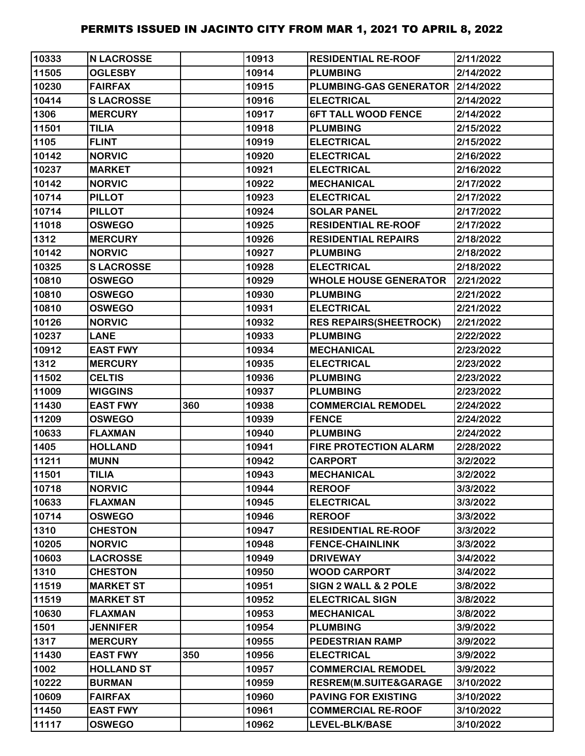# PERMITS ISSUED IN JACINTO CITY FROM MAR 1, 2021 TO APRIL 8, 2022

| | | | | | |
|---|---|---|---|---|---|
| 10333 | N LACROSSE | | 10913 | RESIDENTIAL RE-ROOF | 2/11/2022 |
| 11505 | OGLESBY | | 10914 | PLUMBING | 2/14/2022 |
| 10230 | FAIRFAX | | 10915 | PLUMBING-GAS GENERATOR | 2/14/2022 |
| 10414 | S LACROSSE | | 10916 | ELECTRICAL | 2/14/2022 |
| 1306 | MERCURY | | 10917 | 6FT TALL WOOD FENCE | 2/14/2022 |
| 11501 | TILIA | | 10918 | PLUMBING | 2/15/2022 |
| 1105 | FLINT | | 10919 | ELECTRICAL | 2/15/2022 |
| 10142 | NORVIC | | 10920 | ELECTRICAL | 2/16/2022 |
| 10237 | MARKET | | 10921 | ELECTRICAL | 2/16/2022 |
| 10142 | NORVIC | | 10922 | MECHANICAL | 2/17/2022 |
| 10714 | PILLOT | | 10923 | ELECTRICAL | 2/17/2022 |
| 10714 | PILLOT | | 10924 | SOLAR PANEL | 2/17/2022 |
| 11018 | OSWEGO | | 10925 | RESIDENTIAL RE-ROOF | 2/17/2022 |
| 1312 | MERCURY | | 10926 | RESIDENTIAL REPAIRS | 2/18/2022 |
| 10142 | NORVIC | | 10927 | PLUMBING | 2/18/2022 |
| 10325 | S LACROSSE | | 10928 | ELECTRICAL | 2/18/2022 |
| 10810 | OSWEGO | | 10929 | WHOLE HOUSE GENERATOR | 2/21/2022 |
| 10810 | OSWEGO | | 10930 | PLUMBING | 2/21/2022 |
| 10810 | OSWEGO | | 10931 | ELECTRICAL | 2/21/2022 |
| 10126 | NORVIC | | 10932 | RES REPAIRS(SHEETROCK) | 2/21/2022 |
| 10237 | LANE | | 10933 | PLUMBING | 2/22/2022 |
| 10912 | EAST FWY | | 10934 | MECHANICAL | 2/23/2022 |
| 1312 | MERCURY | | 10935 | ELECTRICAL | 2/23/2022 |
| 11502 | CELTIS | | 10936 | PLUMBING | 2/23/2022 |
| 11009 | WIGGINS | | 10937 | PLUMBING | 2/23/2022 |
| 11430 | EAST FWY | 360 | 10938 | COMMERCIAL REMODEL | 2/24/2022 |
| 11209 | OSWEGO | | 10939 | FENCE | 2/24/2022 |
| 10633 | FLAXMAN | | 10940 | PLUMBING | 2/24/2022 |
| 1405 | HOLLAND | | 10941 | FIRE PROTECTION ALARM | 2/28/2022 |
| 11211 | MUNN | | 10942 | CARPORT | 3/2/2022 |
| 11501 | TILIA | | 10943 | MECHANICAL | 3/2/2022 |
| 10718 | NORVIC | | 10944 | REROOF | 3/3/2022 |
| 10633 | FLAXMAN | | 10945 | ELECTRICAL | 3/3/2022 |
| 10714 | OSWEGO | | 10946 | REROOF | 3/3/2022 |
| 1310 | CHESTON | | 10947 | RESIDENTIAL RE-ROOF | 3/3/2022 |
| 10205 | NORVIC | | 10948 | FENCE-CHAINLINK | 3/3/2022 |
| 10603 | LACROSSE | | 10949 | DRIVEWAY | 3/4/2022 |
| 1310 | CHESTON | | 10950 | WOOD CARPORT | 3/4/2022 |
| 11519 | MARKET ST | | 10951 | SIGN 2 WALL & 2 POLE | 3/8/2022 |
| 11519 | MARKET ST | | 10952 | ELECTRICAL SIGN | 3/8/2022 |
| 10630 | FLAXMAN | | 10953 | MECHANICAL | 3/8/2022 |
| 1501 | JENNIFER | | 10954 | PLUMBING | 3/9/2022 |
| 1317 | MERCURY | | 10955 | PEDESTRIAN RAMP | 3/9/2022 |
| 11430 | EAST FWY | 350 | 10956 | ELECTRICAL | 3/9/2022 |
| 1002 | HOLLAND ST | | 10957 | COMMERCIAL REMODEL | 3/9/2022 |
| 10222 | BURMAN | | 10959 | RESREM(M.SUITE&GARAGE | 3/10/2022 |
| 10609 | FAIRFAX | | 10960 | PAVING FOR EXISTING | 3/10/2022 |
| 11450 | EAST FWY | | 10961 | COMMERCIAL RE-ROOF | 3/10/2022 |
| 11117 | OSWEGO | | 10962 | LEVEL-BLK/BASE | 3/10/2022 |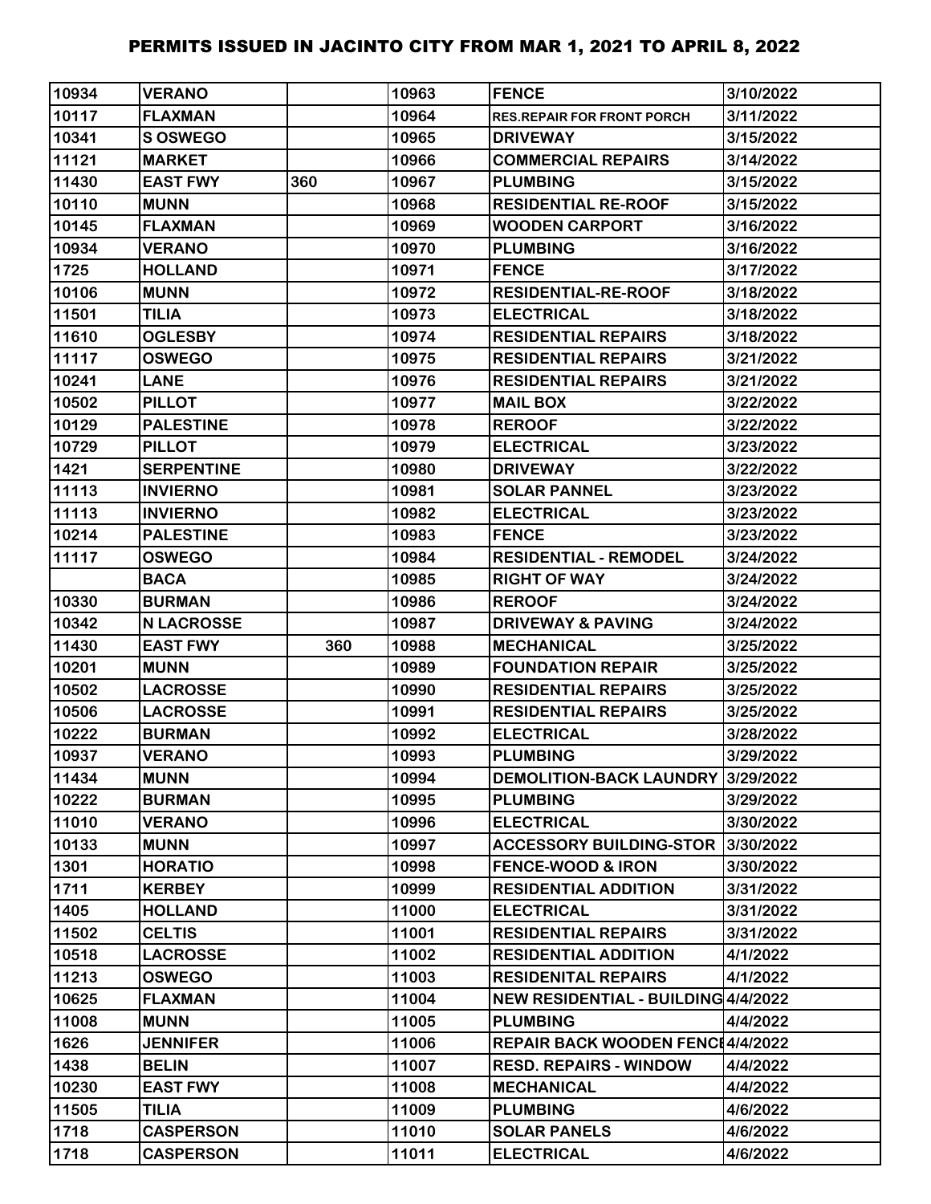# PERMITS ISSUED IN JACINTO CITY FROM MAR 1, 2021 TO APRIL 8, 2022

| | | | | | |
|---|---|---|---|---|---|
| 10934 | VERANO | | 10963 | FENCE | 3/10/2022 |
| 10117 | FLAXMAN | | 10964 | RES.REPAIR FOR FRONT PORCH | 3/11/2022 |
| 10341 | S OSWEGO | | 10965 | DRIVEWAY | 3/15/2022 |
| 11121 | MARKET | | 10966 | COMMERCIAL REPAIRS | 3/14/2022 |
| 11430 | EAST FWY | 360 | 10967 | PLUMBING | 3/15/2022 |
| 10110 | MUNN | | 10968 | RESIDENTIAL RE-ROOF | 3/15/2022 |
| 10145 | FLAXMAN | | 10969 | WOODEN CARPORT | 3/16/2022 |
| 10934 | VERANO | | 10970 | PLUMBING | 3/16/2022 |
| 1725 | HOLLAND | | 10971 | FENCE | 3/17/2022 |
| 10106 | MUNN | | 10972 | RESIDENTIAL-RE-ROOF | 3/18/2022 |
| 11501 | TILIA | | 10973 | ELECTRICAL | 3/18/2022 |
| 11610 | OGLESBY | | 10974 | RESIDENTIAL REPAIRS | 3/18/2022 |
| 11117 | OSWEGO | | 10975 | RESIDENTIAL REPAIRS | 3/21/2022 |
| 10241 | LANE | | 10976 | RESIDENTIAL REPAIRS | 3/21/2022 |
| 10502 | PILLOT | | 10977 | MAIL BOX | 3/22/2022 |
| 10129 | PALESTINE | | 10978 | REROOF | 3/22/2022 |
| 10729 | PILLOT | | 10979 | ELECTRICAL | 3/23/2022 |
| 1421 | SERPENTINE | | 10980 | DRIVEWAY | 3/22/2022 |
| 11113 | INVIERNO | | 10981 | SOLAR PANNEL | 3/23/2022 |
| 11113 | INVIERNO | | 10982 | ELECTRICAL | 3/23/2022 |
| 10214 | PALESTINE | | 10983 | FENCE | 3/23/2022 |
| 11117 | OSWEGO | | 10984 | RESIDENTIAL - REMODEL | 3/24/2022 |
| | BACA | | 10985 | RIGHT OF WAY | 3/24/2022 |
| 10330 | BURMAN | | 10986 | REROOF | 3/24/2022 |
| 10342 | N LACROSSE | | 10987 | DRIVEWAY & PAVING | 3/24/2022 |
| 11430 | EAST FWY | 360 | 10988 | MECHANICAL | 3/25/2022 |
| 10201 | MUNN | | 10989 | FOUNDATION REPAIR | 3/25/2022 |
| 10502 | LACROSSE | | 10990 | RESIDENTIAL REPAIRS | 3/25/2022 |
| 10506 | LACROSSE | | 10991 | RESIDENTIAL REPAIRS | 3/25/2022 |
| 10222 | BURMAN | | 10992 | ELECTRICAL | 3/28/2022 |
| 10937 | VERANO | | 10993 | PLUMBING | 3/29/2022 |
| 11434 | MUNN | | 10994 | DEMOLITION-BACK LAUNDRY | 3/29/2022 |
| 10222 | BURMAN | | 10995 | PLUMBING | 3/29/2022 |
| 11010 | VERANO | | 10996 | ELECTRICAL | 3/30/2022 |
| 10133 | MUNN | | 10997 | ACCESSORY BUILDING-STOR | 3/30/2022 |
| 1301 | HORATIO | | 10998 | FENCE-WOOD & IRON | 3/30/2022 |
| 1711 | KERBEY | | 10999 | RESIDENTIAL ADDITION | 3/31/2022 |
| 1405 | HOLLAND | | 11000 | ELECTRICAL | 3/31/2022 |
| 11502 | CELTIS | | 11001 | RESIDENTIAL REPAIRS | 3/31/2022 |
| 10518 | LACROSSE | | 11002 | RESIDENTIAL ADDITION | 4/1/2022 |
| 11213 | OSWEGO | | 11003 | RESIDENITAL REPAIRS | 4/1/2022 |
| 10625 | FLAXMAN | | 11004 | NEW RESIDENTIAL - BUILDING | 4/4/2022 |
| 11008 | MUNN | | 11005 | PLUMBING | 4/4/2022 |
| 1626 | JENNIFER | | 11006 | REPAIR BACK WOODEN FENCE | 4/4/2022 |
| 1438 | BELIN | | 11007 | RESD. REPAIRS - WINDOW | 4/4/2022 |
| 10230 | EAST FWY | | 11008 | MECHANICAL | 4/4/2022 |
| 11505 | TILIA | | 11009 | PLUMBING | 4/6/2022 |
| 1718 | CASPERSON | | 11010 | SOLAR PANELS | 4/6/2022 |
| 1718 | CASPERSON | | 11011 | ELECTRICAL | 4/6/2022 |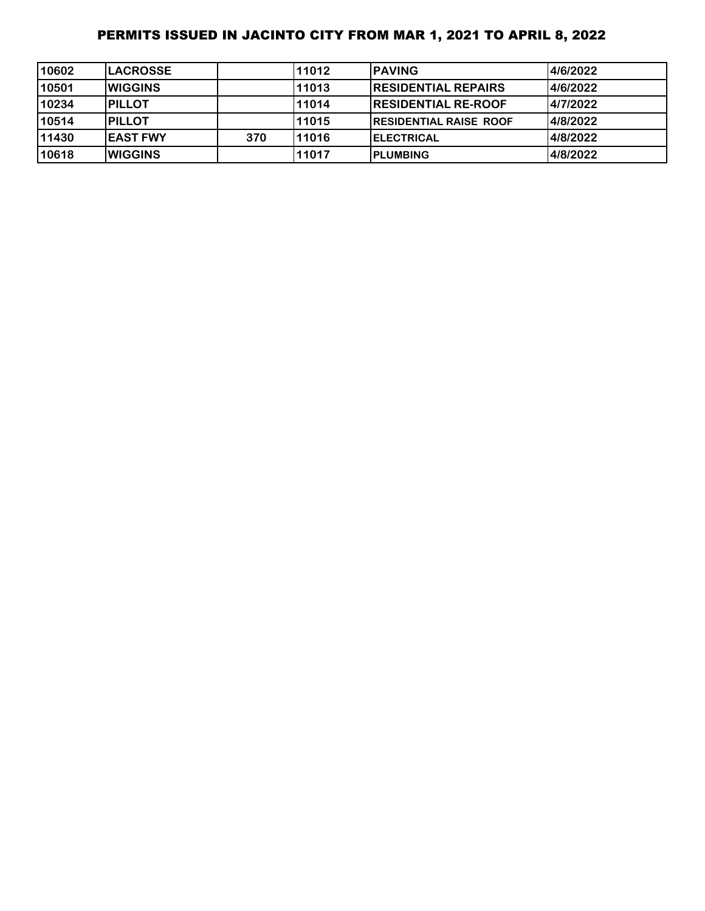| | | | | | |
|---|---|---|---|---|---|
| 10602 | LACROSSE | | 11012 | PAVING | 4/6/2022 |
| 10501 | WIGGINS | | 11013 | RESIDENTIAL REPAIRS | 4/6/2022 |
| 10234 | PILLOT | | 11014 | RESIDENTIAL RE-ROOF | 4/7/2022 |
| 10514 | PILLOT | | 11015 | RESIDENTIAL RAISE ROOF | 4/8/2022 |
| 11430 | EAST FWY | 370 | 11016 | ELECTRICAL | 4/8/2022 |
| 10618 | WIGGINS | | 11017 | PLUMBING | 4/8/2022 |